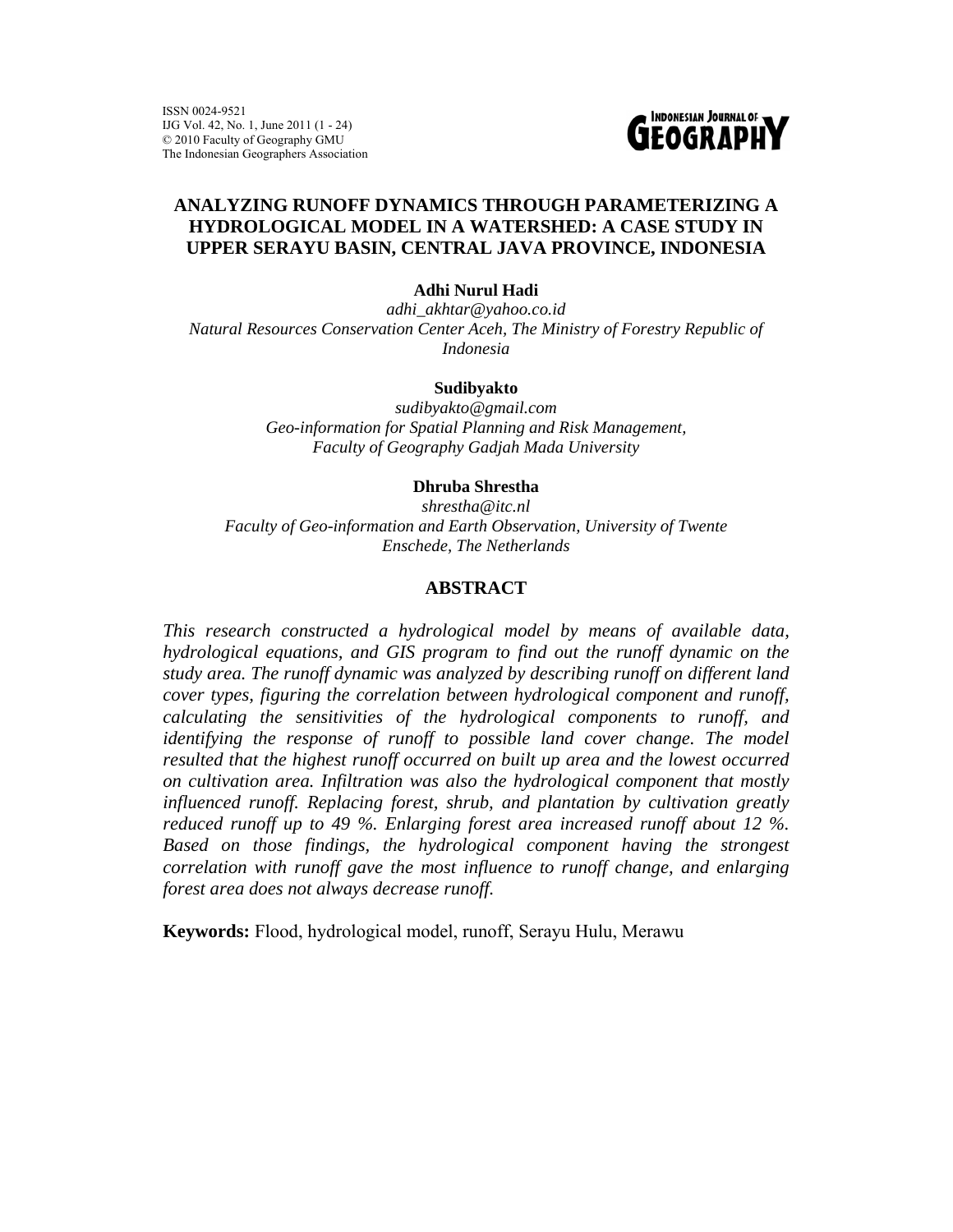# ANALYZING RUNOFF DYNAMICS THROUGH PARAMETERIZING A HYDROLOGICAL MODEL IN A WATERSHED: A CASE STUDY IN UPPER SERAYU BASIN, CENTRAL JAVA PROVINCE, INDONESIA

**Adhi Nurul Hadi**
*adhi_akhtar@yahoo.co.id*
*Natural Resources Conservation Center Aceh, The Ministry of Forestry Republic of Indonesia*

**Sudibyakto**
*sudibyakto@gmail.com*
*Geo-information for Spatial Planning and Risk Management, Faculty of Geography Gadjah Mada University*

**Dhruba Shrestha**
*shrestha@itc.nl*
*Faculty of Geo-information and Earth Observation, University of Twente Enschede, The Netherlands*

## ABSTRACT

*This research constructed a hydrological model by means of available data, hydrological equations, and GIS program to find out the runoff dynamic on the study area. The runoff dynamic was analyzed by describing runoff on different land cover types, figuring the correlation between hydrological component and runoff, calculating the sensitivities of the hydrological components to runoff, and identifying the response of runoff to possible land cover change. The model resulted that the highest runoff occurred on built up area and the lowest occurred on cultivation area. Infiltration was also the hydrological component that mostly influenced runoff. Replacing forest, shrub, and plantation by cultivation greatly reduced runoff up to 49 %. Enlarging forest area increased runoff about 12 %. Based on those findings, the hydrological component having the strongest correlation with runoff gave the most influence to runoff change, and enlarging forest area does not always decrease runoff.*

**Keywords:** Flood, hydrological model, runoff, Serayu Hulu, Merawu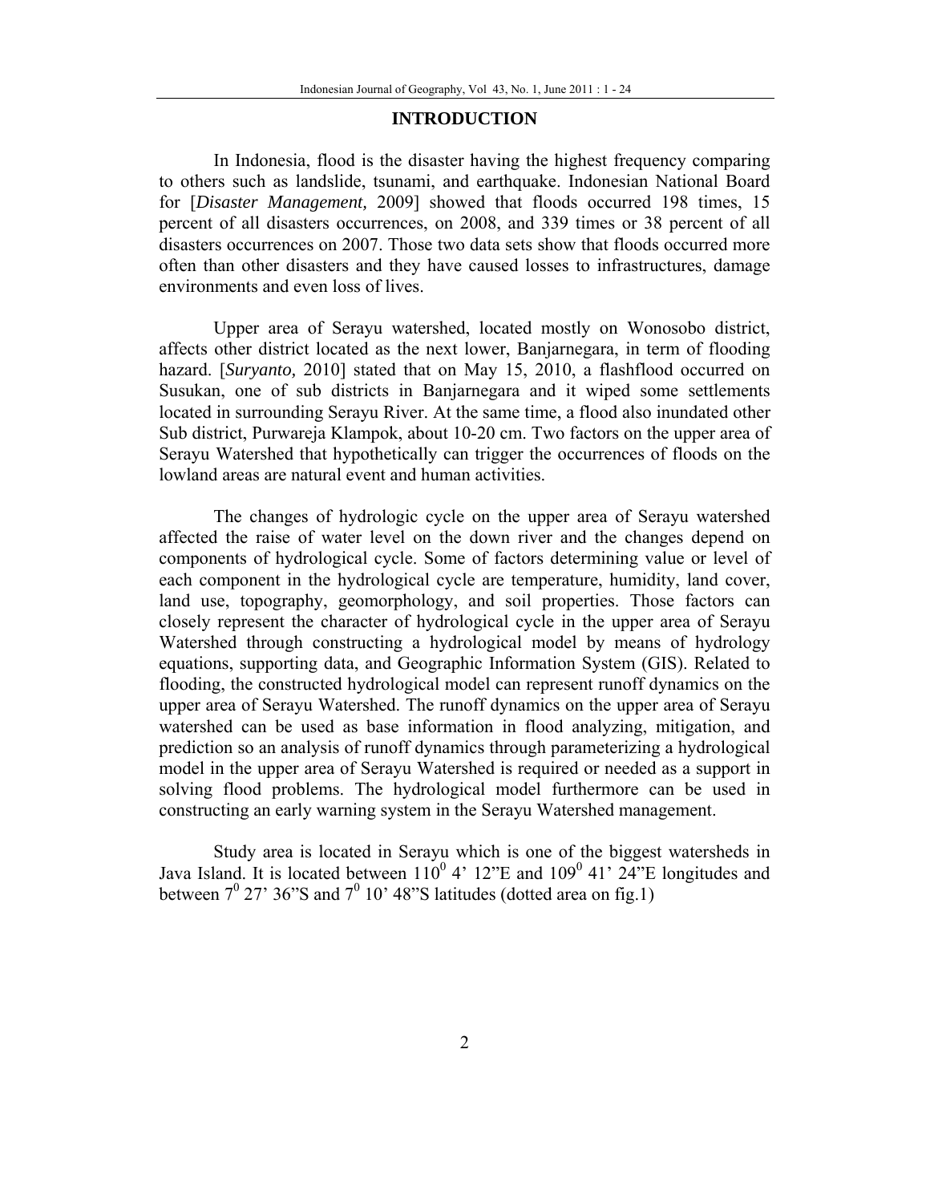## INTRODUCTION

In Indonesia, flood is the disaster having the highest frequency comparing to others such as landslide, tsunami, and earthquake. Indonesian National Board for [*Disaster Management,* 2009] showed that floods occurred 198 times, 15 percent of all disasters occurrences, on 2008, and 339 times or 38 percent of all disasters occurrences on 2007. Those two data sets show that floods occurred more often than other disasters and they have caused losses to infrastructures, damage environments and even loss of lives.

Upper area of Serayu watershed, located mostly on Wonosobo district, affects other district located as the next lower, Banjarnegara, in term of flooding hazard. [*Suryanto,* 2010] stated that on May 15, 2010, a flashflood occurred on Susukan, one of sub districts in Banjarnegara and it wiped some settlements located in surrounding Serayu River. At the same time, a flood also inundated other Sub district, Purwareja Klampok, about 10-20 cm. Two factors on the upper area of Serayu Watershed that hypothetically can trigger the occurrences of floods on the lowland areas are natural event and human activities.

The changes of hydrologic cycle on the upper area of Serayu watershed affected the raise of water level on the down river and the changes depend on components of hydrological cycle. Some of factors determining value or level of each component in the hydrological cycle are temperature, humidity, land cover, land use, topography, geomorphology, and soil properties. Those factors can closely represent the character of hydrological cycle in the upper area of Serayu Watershed through constructing a hydrological model by means of hydrology equations, supporting data, and Geographic Information System (GIS). Related to flooding, the constructed hydrological model can represent runoff dynamics on the upper area of Serayu Watershed. The runoff dynamics on the upper area of Serayu watershed can be used as base information in flood analyzing, mitigation, and prediction so an analysis of runoff dynamics through parameterizing a hydrological model in the upper area of Serayu Watershed is required or needed as a support in solving flood problems. The hydrological model furthermore can be used in constructing an early warning system in the Serayu Watershed management.

Study area is located in Serayu which is one of the biggest watersheds in Java Island. It is located between $110^0$ 4' 12"E and $109^0$ 41' 24"E longitudes and between $7^0$ 27' 36"S and $7^0$ 10' 48"S latitudes (dotted area on fig.1)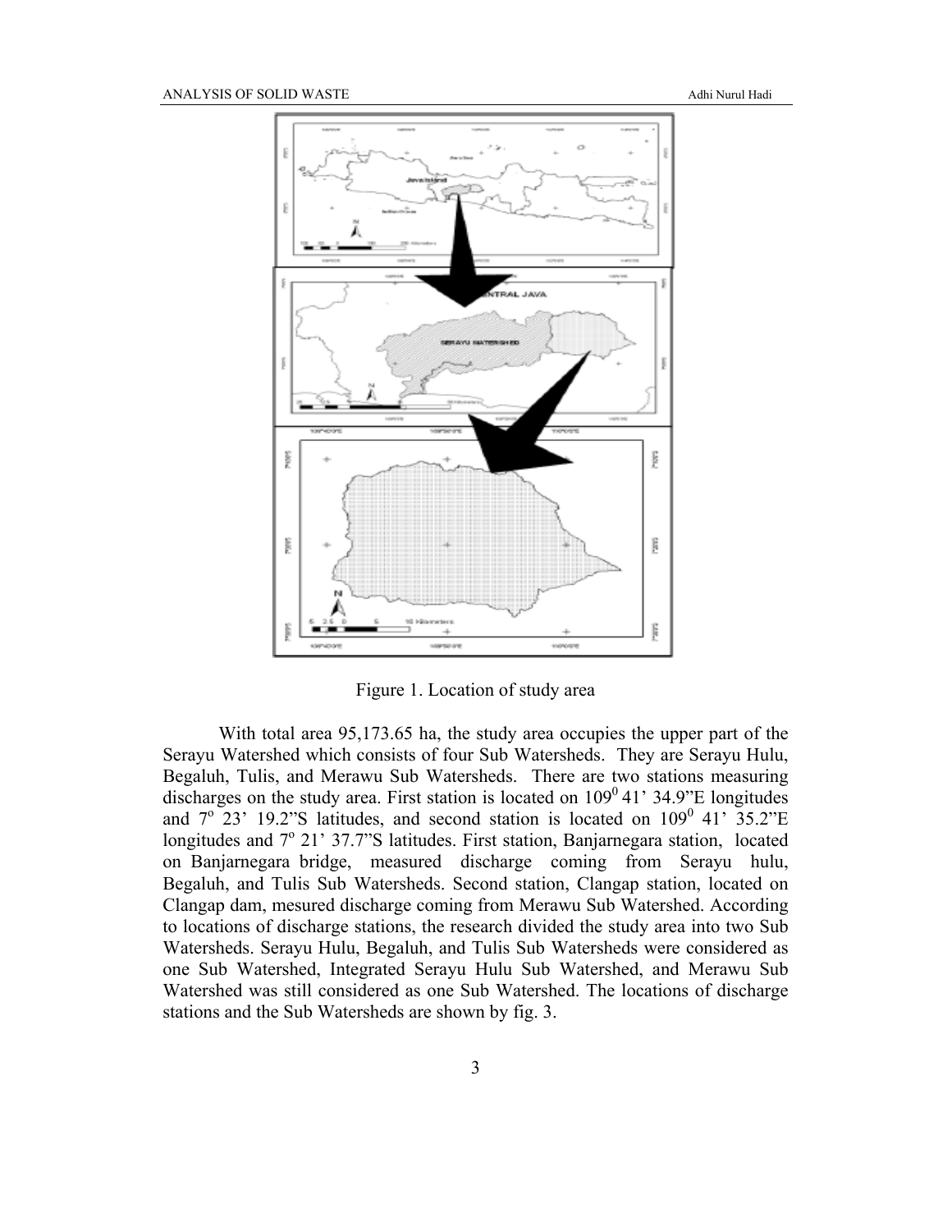Figure 1. Location of study area

With total area 95,173.65 ha, the study area occupies the upper part of the Serayu Watershed which consists of four Sub Watersheds. They are Serayu Hulu, Begaluh, Tulis, and Merawu Sub Watersheds. There are two stations measuring discharges on the study area. First station is located on $109^0$ 41' 34.9"E longitudes and $7^o$ 23' 19.2"S latitudes, and second station is located on $109^0$ 41' 35.2"E longitudes and $7^o$ 21' 37.7"S latitudes. First station, Banjarnegara station, located on Banjarnegara bridge, measured discharge coming from Serayu hulu, Begaluh, and Tulis Sub Watersheds. Second station, Clangap station, located on Clangap dam, mesured discharge coming from Merawu Sub Watershed. According to locations of discharge stations, the research divided the study area into two Sub Watersheds. Serayu Hulu, Begaluh, and Tulis Sub Watersheds were considered as one Sub Watershed, Integrated Serayu Hulu Sub Watershed, and Merawu Sub Watershed was still considered as one Sub Watershed. The locations of discharge stations and the Sub Watersheds are shown by fig. 3.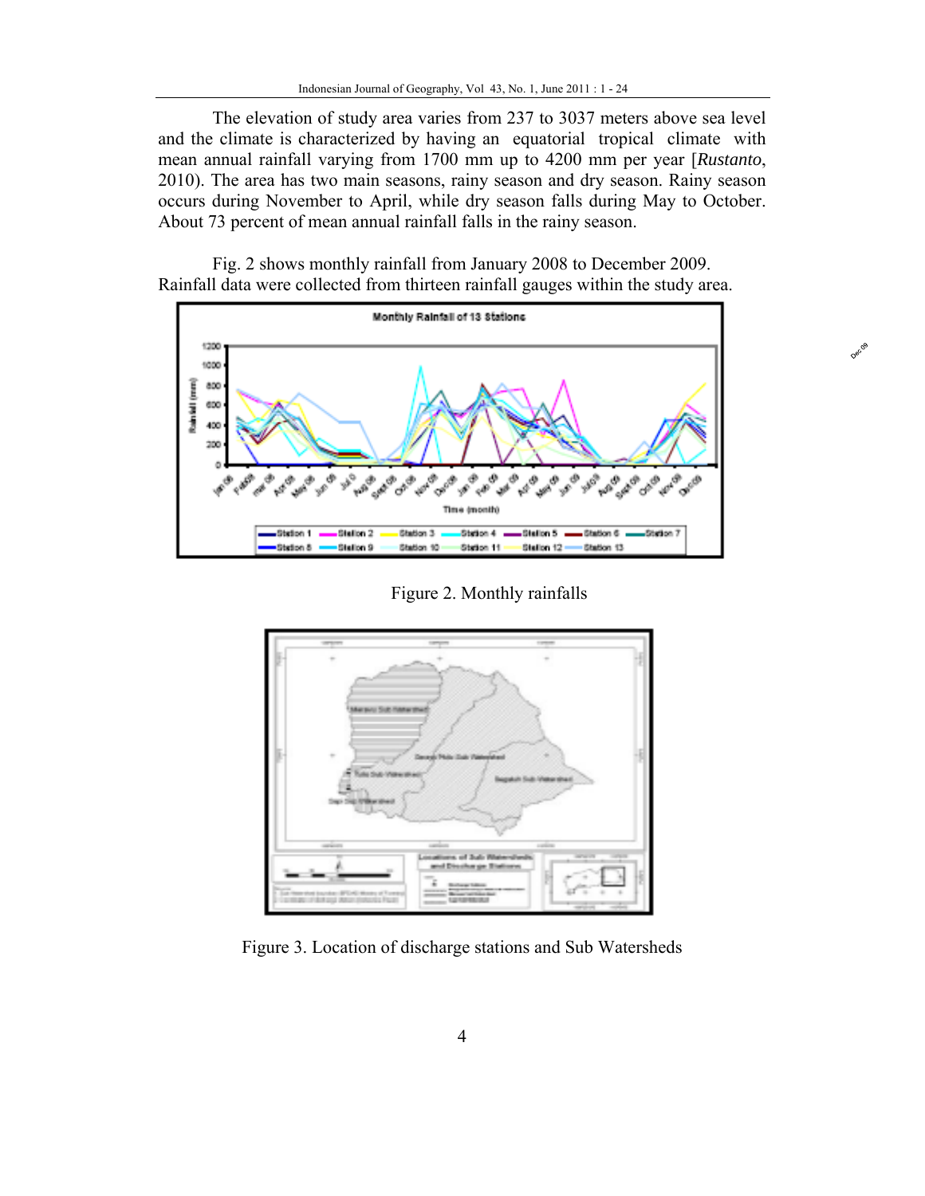The elevation of study area varies from 237 to 3037 meters above sea level and the climate is characterized by having an equatorial tropical climate with mean annual rainfall varying from 1700 mm up to 4200 mm per year [*Rustanto*, 2010). The area has two main seasons, rainy season and dry season. Rainy season occurs during November to April, while dry season falls during May to October. About 73 percent of mean annual rainfall falls in the rainy season.

Fig. 2 shows monthly rainfall from January 2008 to December 2009. Rainfall data were collected from thirteen rainfall gauges within the study area.

Figure 2. Monthly rainfalls

Figure 3. Location of discharge stations and Sub Watersheds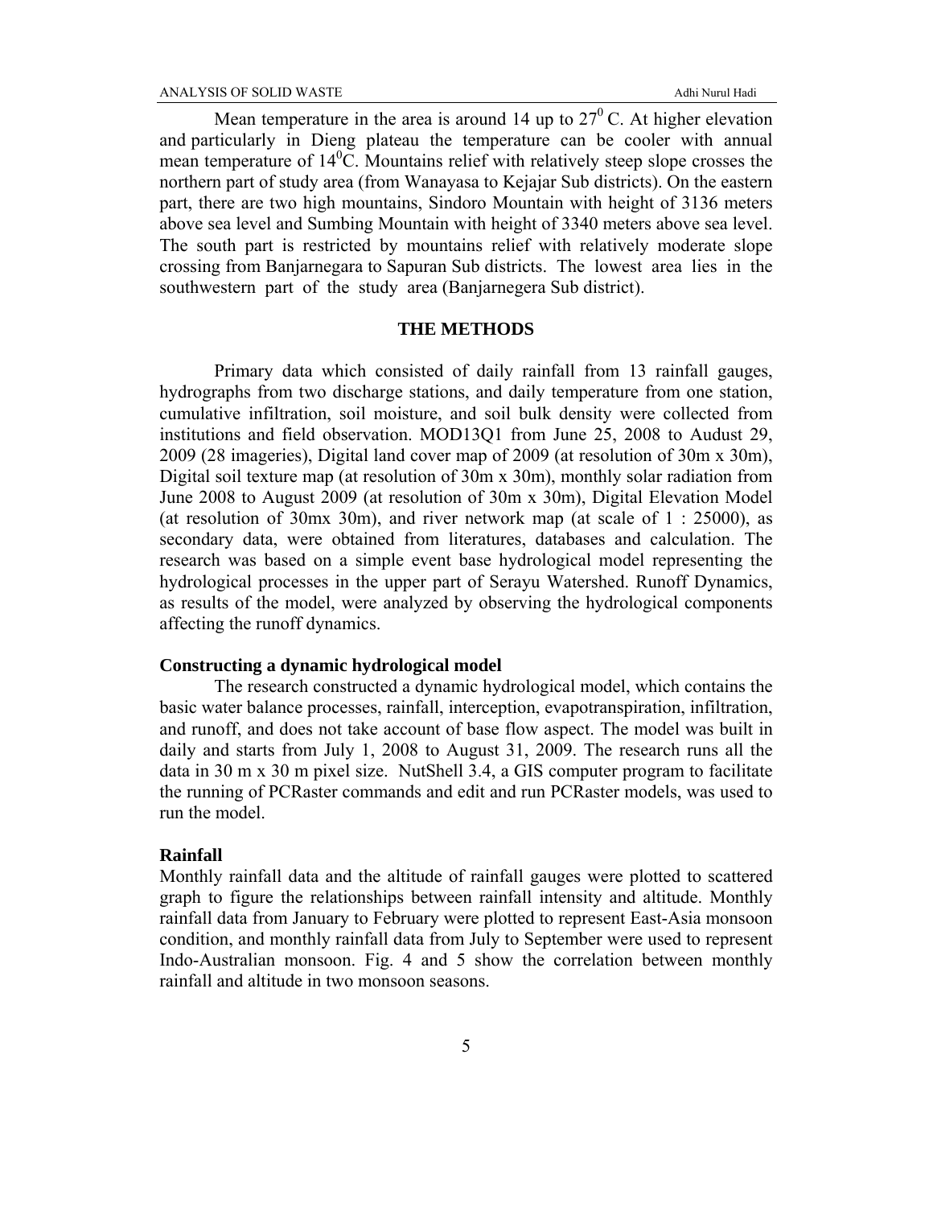Mean temperature in the area is around 14 up to $27^0$ C. At higher elevation and particularly in Dieng plateau the temperature can be cooler with annual mean temperature of $14^0$C. Mountains relief with relatively steep slope crosses the northern part of study area (from Wanayasa to Kejajar Sub districts). On the eastern part, there are two high mountains, Sindoro Mountain with height of 3136 meters above sea level and Sumbing Mountain with height of 3340 meters above sea level. The south part is restricted by mountains relief with relatively moderate slope crossing from Banjarnegara to Sapuran Sub districts. The lowest area lies in the southwestern part of the study area (Banjarnegera Sub district).

## THE METHODS

Primary data which consisted of daily rainfall from 13 rainfall gauges, hydrographs from two discharge stations, and daily temperature from one station, cumulative infiltration, soil moisture, and soil bulk density were collected from institutions and field observation. MOD13Q1 from June 25, 2008 to Audust 29, 2009 (28 imageries), Digital land cover map of 2009 (at resolution of 30m x 30m), Digital soil texture map (at resolution of 30m x 30m), monthly solar radiation from June 2008 to August 2009 (at resolution of 30m x 30m), Digital Elevation Model (at resolution of 30mx 30m), and river network map (at scale of 1 : 25000), as secondary data, were obtained from literatures, databases and calculation. The research was based on a simple event base hydrological model representing the hydrological processes in the upper part of Serayu Watershed. Runoff Dynamics, as results of the model, were analyzed by observing the hydrological components affecting the runoff dynamics.

### Constructing a dynamic hydrological model

The research constructed a dynamic hydrological model, which contains the basic water balance processes, rainfall, interception, evapotranspiration, infiltration, and runoff, and does not take account of base flow aspect. The model was built in daily and starts from July 1, 2008 to August 31, 2009. The research runs all the data in 30 m x 30 m pixel size. NutShell 3.4, a GIS computer program to facilitate the running of PCRaster commands and edit and run PCRaster models, was used to run the model.

### Rainfall

Monthly rainfall data and the altitude of rainfall gauges were plotted to scattered graph to figure the relationships between rainfall intensity and altitude. Monthly rainfall data from January to February were plotted to represent East-Asia monsoon condition, and monthly rainfall data from July to September were used to represent Indo-Australian monsoon. Fig. 4 and 5 show the correlation between monthly rainfall and altitude in two monsoon seasons.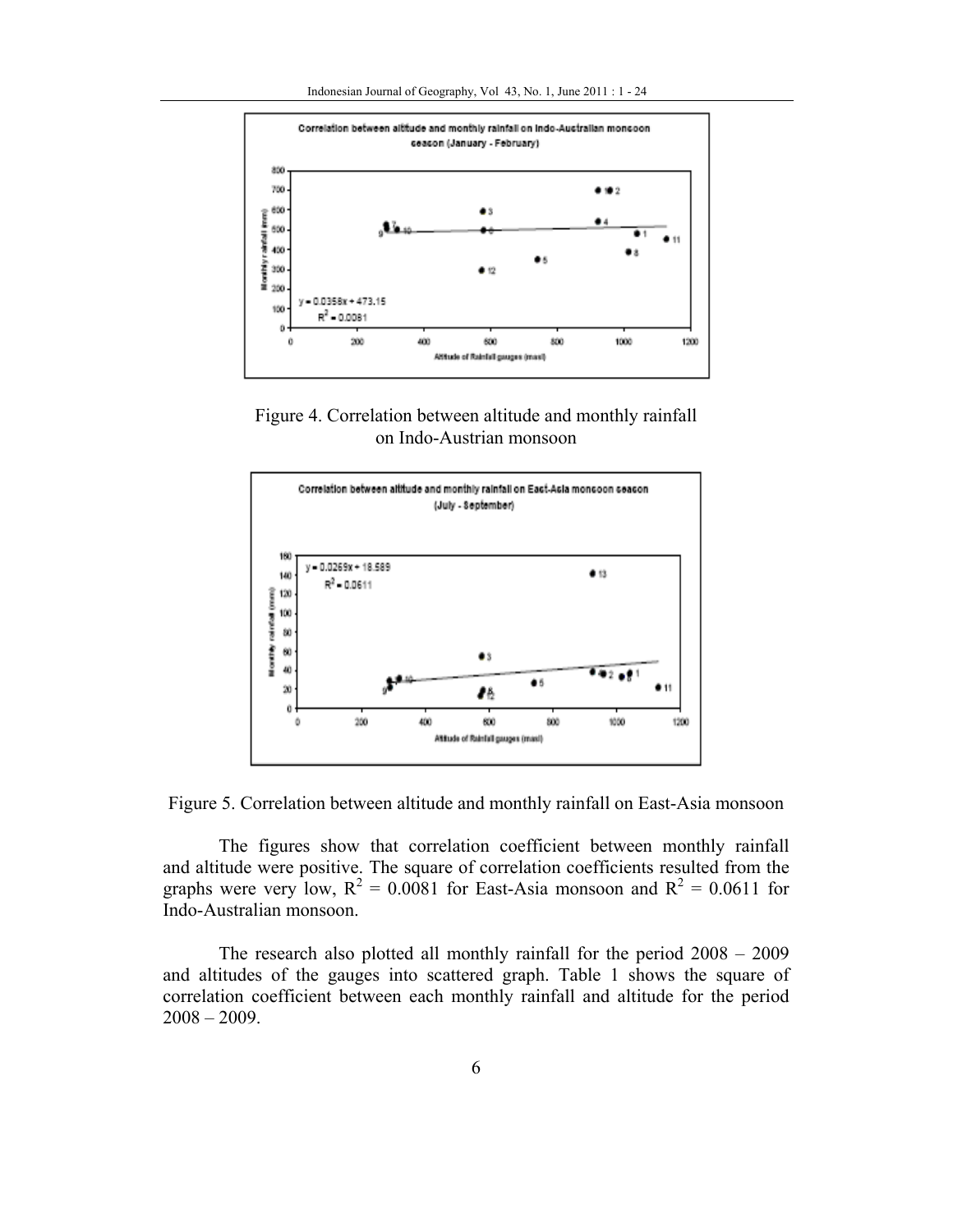Figure 4. Correlation between altitude and monthly rainfall on Indo-Austrian monsoon

Figure 5. Correlation between altitude and monthly rainfall on East-Asia monsoon

The figures show that correlation coefficient between monthly rainfall and altitude were positive. The square of correlation coefficients resulted from the graphs were very low, $R^2$ = 0.0081 for East-Asia monsoon and $R^2$ = 0.0611 for Indo-Australian monsoon.

The research also plotted all monthly rainfall for the period 2008 – 2009 and altitudes of the gauges into scattered graph. Table 1 shows the square of correlation coefficient between each monthly rainfall and altitude for the period 2008 – 2009.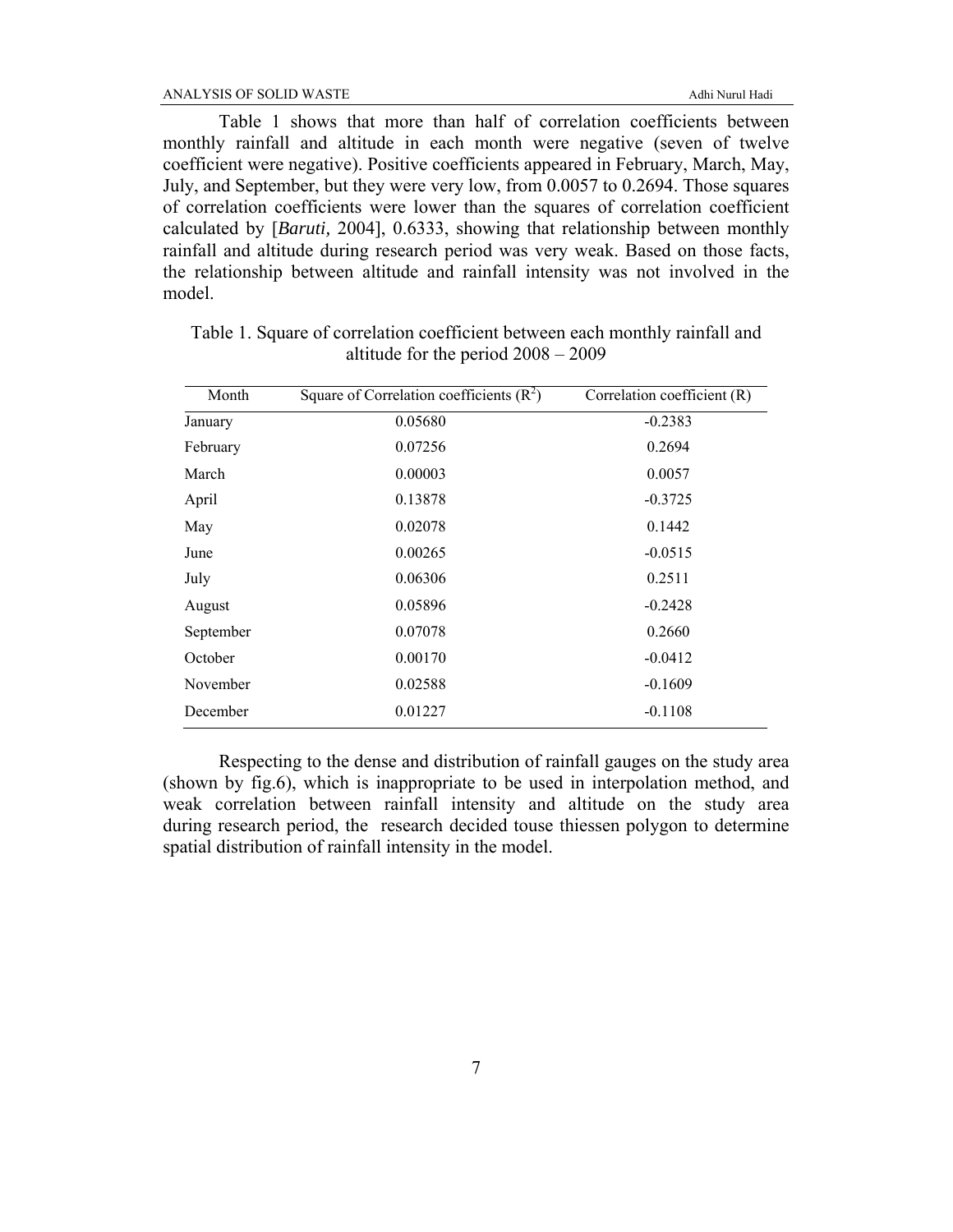Table 1 shows that more than half of correlation coefficients between monthly rainfall and altitude in each month were negative (seven of twelve coefficient were negative). Positive coefficients appeared in February, March, May, July, and September, but they were very low, from 0.0057 to 0.2694. Those squares of correlation coefficients were lower than the squares of correlation coefficient calculated by [*Baruti,* 2004], 0.6333, showing that relationship between monthly rainfall and altitude during research period was very weak. Based on those facts, the relationship between altitude and rainfall intensity was not involved in the model.

Table 1. Square of correlation coefficient between each monthly rainfall and altitude for the period 2008 – 2009

| Month | Square of Correlation coefficients ($R^2$) | Correlation coefficient (R) |
|---|---|---|
| January | 0.05680 | -0.2383 |
| February | 0.07256 | 0.2694 |
| March | 0.00003 | 0.0057 |
| April | 0.13878 | -0.3725 |
| May | 0.02078 | 0.1442 |
| June | 0.00265 | -0.0515 |
| July | 0.06306 | 0.2511 |
| August | 0.05896 | -0.2428 |
| September | 0.07078 | 0.2660 |
| October | 0.00170 | -0.0412 |
| November | 0.02588 | -0.1609 |
| December | 0.01227 | -0.1108 |

Respecting to the dense and distribution of rainfall gauges on the study area (shown by fig.6), which is inappropriate to be used in interpolation method, and weak correlation between rainfall intensity and altitude on the study area during research period, the research decided touse thiessen polygon to determine spatial distribution of rainfall intensity in the model.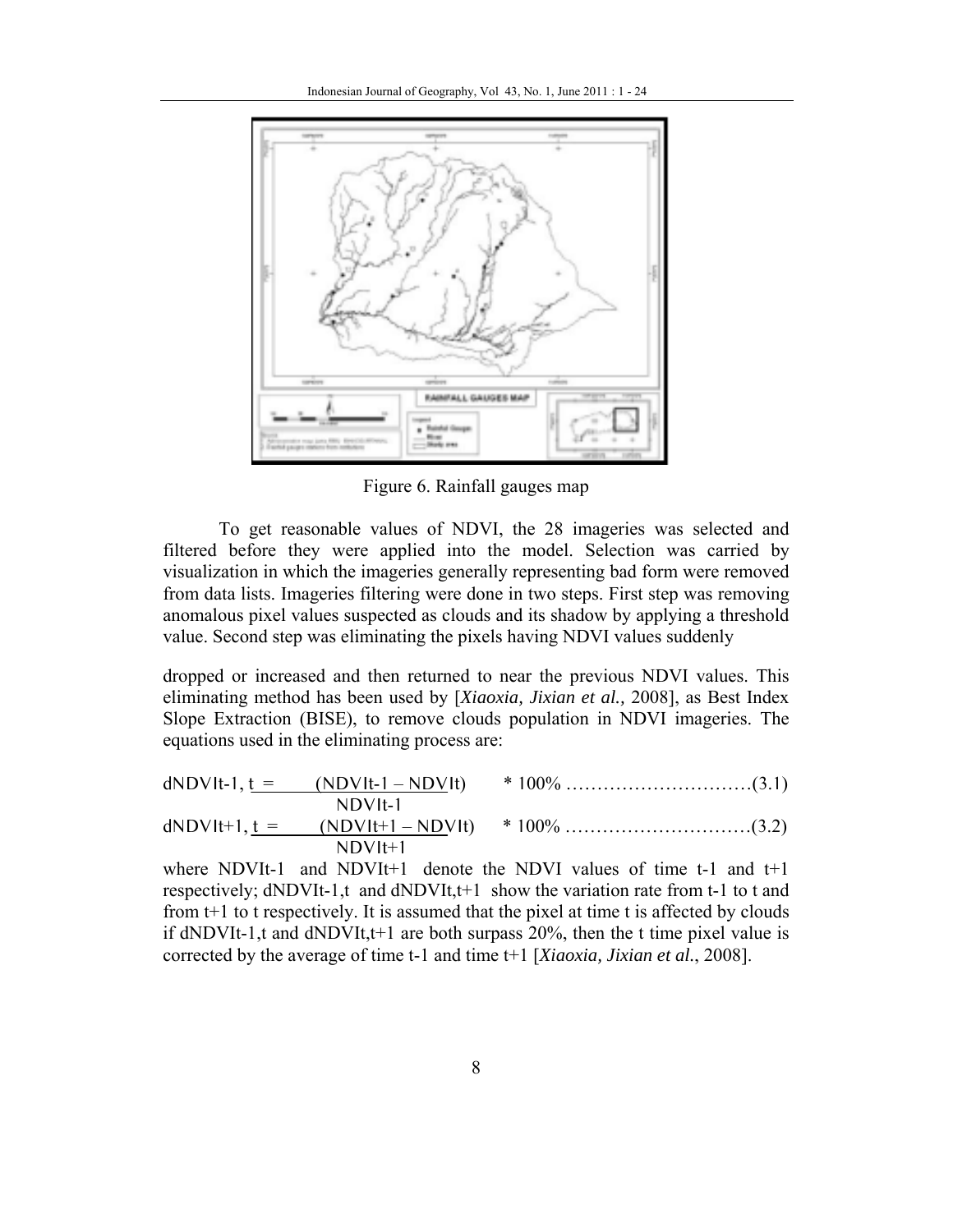Figure 6. Rainfall gauges map

To get reasonable values of NDVI, the 28 imageries was selected and filtered before they were applied into the model. Selection was carried by visualization in which the imageries generally representing bad form were removed from data lists. Imageries filtering were done in two steps. First step was removing anomalous pixel values suspected as clouds and its shadow by applying a threshold value. Second step was eliminating the pixels having NDVI values suddenly dropped or increased and then returned to near the previous NDVI values. This eliminating method has been used by [*Xiaoxia, Jixian et al.,* 2008], as Best Index Slope Extraction (BISE), to remove clouds population in NDVI imageries. The equations used in the eliminating process are:

$$dNDVI_{t-1,t} = \frac{(NDVI_{t-1} - NDVI_t)}{NDVI_{t-1}} * 100\% \quad (3.1)$$

$$dNDVI_{t+1,t} = \frac{(NDVI_{t+1} - NDVI_t)}{NDVI_{t+1}} * 100\% \quad (3.2)$$

where $NDVI_{t-1}$ and $NDVI_{t+1}$ denote the NDVI values of time t-1 and t+1 respectively; $dNDVI_{t-1,t}$ and $dNDVI_{t,t+1}$ show the variation rate from t-1 to t and from t+1 to t respectively. It is assumed that the pixel at time t is affected by clouds if $dNDVI_{t-1,t}$ and $dNDVI_{t,t+1}$ are both surpass 20%, then the t time pixel value is corrected by the average of time t-1 and time t+1 [*Xiaoxia, Jixian et al.*, 2008].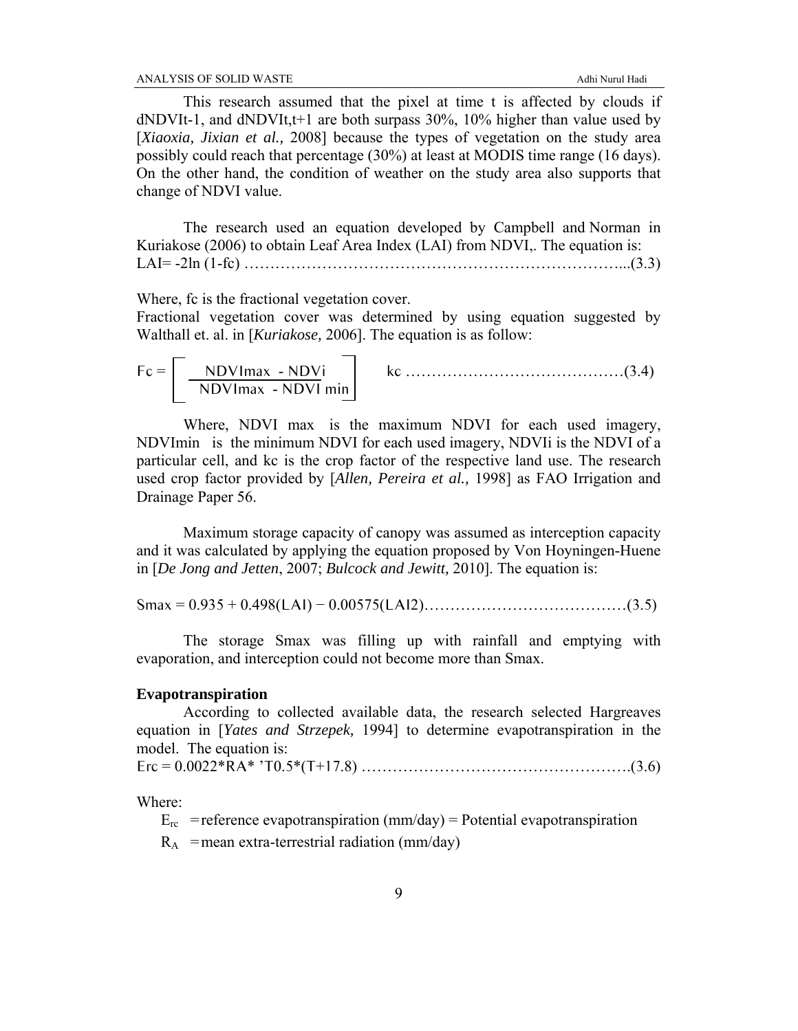This research assumed that the pixel at time t is affected by clouds if $dNDVI_{t-1}$, and $dNDVI_{t,t+1}$ are both surpass 30%, 10% higher than value used by [*Xiaoxia, Jixian et al.,* 2008] because the types of vegetation on the study area possibly could reach that percentage (30%) at least at MODIS time range (16 days). On the other hand, the condition of weather on the study area also supports that change of NDVI value.

The research used an equation developed by Campbell and Norman in Kuriakose (2006) to obtain Leaf Area Index (LAI) from NDVI,. The equation is:

$$LAI = -2\ln(1 - fc) \qquad (3.3)$$

Where, fc is the fractional vegetation cover.

Fractional vegetation cover was determined by using equation suggested by Walthall et. al. in [*Kuriakose,* 2006]. The equation is as follow:

$$Fc = \left[ \frac{NDVImax - NDVi}{NDVImax - NDVI\,min} \right] kc \qquad (3.4)$$

Where, NDVI max is the maximum NDVI for each used imagery, NDVImin is the minimum NDVI for each used imagery, NDVIi is the NDVI of a particular cell, and kc is the crop factor of the respective land use. The research used crop factor provided by [*Allen, Pereira et al.,* 1998] as FAO Irrigation and Drainage Paper 56.

Maximum storage capacity of canopy was assumed as interception capacity and it was calculated by applying the equation proposed by Von Hoyningen-Huene in [*De Jong and Jetten*, 2007; *Bulcock and Jewitt,* 2010]. The equation is:

$$Smax = 0.935 + 0.498(LAI) - 0.00575(LAI2) \qquad (3.5)$$

The storage Smax was filling up with rainfall and emptying with evaporation, and interception could not become more than Smax.

**Evapotranspiration**

According to collected available data, the research selected Hargreaves equation in [*Yates and Strzepek,* 1994] to determine evapotranspiration in the model. The equation is:

$$Erc = 0.0022 * RA * {}'T0.5 * (T + 17.8) \qquad (3.6)$$

Where:

$E_{rc}$ = reference evapotranspiration (mm/day) = Potential evapotranspiration

$R_A$ = mean extra-terrestrial radiation (mm/day)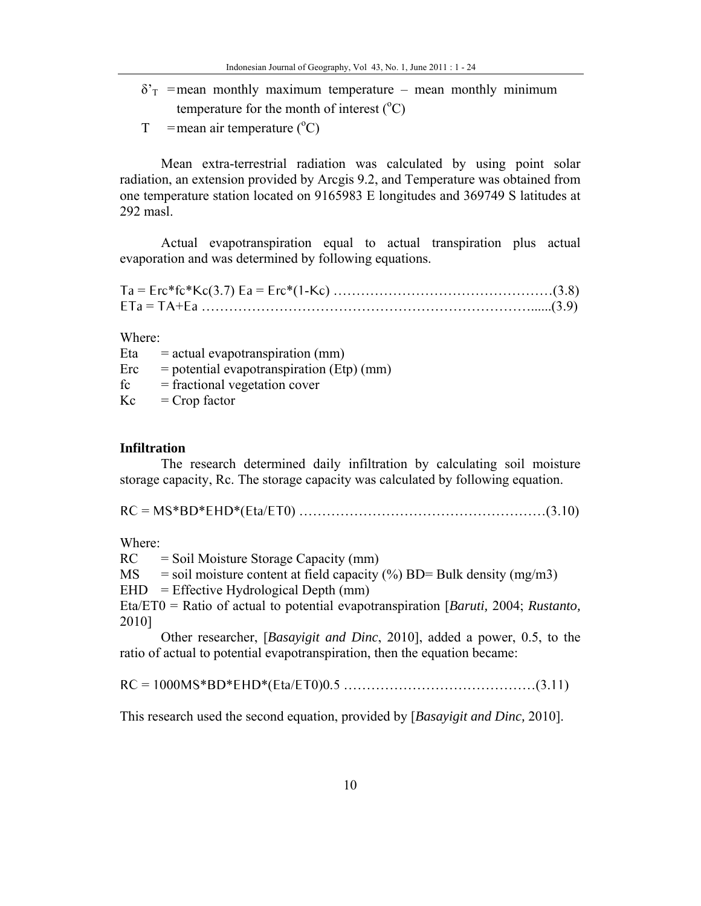$\delta'_T$ = mean monthly maximum temperature – mean monthly minimum temperature for the month of interest ($^oC$)

T = mean air temperature ($^oC$)

Mean extra-terrestrial radiation was calculated by using point solar radiation, an extension provided by Arcgis 9.2, and Temperature was obtained from one temperature station located on 9165983 E longitudes and 369749 S latitudes at 292 masl.

Actual evapotranspiration equal to actual transpiration plus actual evaporation and was determined by following equations.

$Ta = Erc*fc*Kc$(3.7) $Ea = Erc*(1-Kc)$ ……………………………………………(3.8)

$ETa = TA+Ea$ …………………………………………………………………......(3.9)

Where:

Eta = actual evapotranspiration (mm)

Erc = potential evapotranspiration (Etp) (mm)

fc = fractional vegetation cover

Kc = Crop factor

**Infiltration**

The research determined daily infiltration by calculating soil moisture storage capacity, Rc. The storage capacity was calculated by following equation.

$RC = MS*BD*EHD*(Eta/ET0)$ ………………………………………………(3.10)

Where:

RC = Soil Moisture Storage Capacity (mm)

MS = soil moisture content at field capacity (%) BD= Bulk density (mg/m3)

EHD = Effective Hydrological Depth (mm)

Eta/ET0 = Ratio of actual to potential evapotranspiration [*Baruti,* 2004; *Rustanto,* 2010]

Other researcher, [*Basayigit and Dinc*, 2010], added a power, 0.5, to the ratio of actual to potential evapotranspiration, then the equation became:

$RC = 1000MS*BD*EHD*(Eta/ET0)^{0.5}$ ……………………………………(3.11)

This research used the second equation, provided by [*Basayigit and Dinc,* 2010].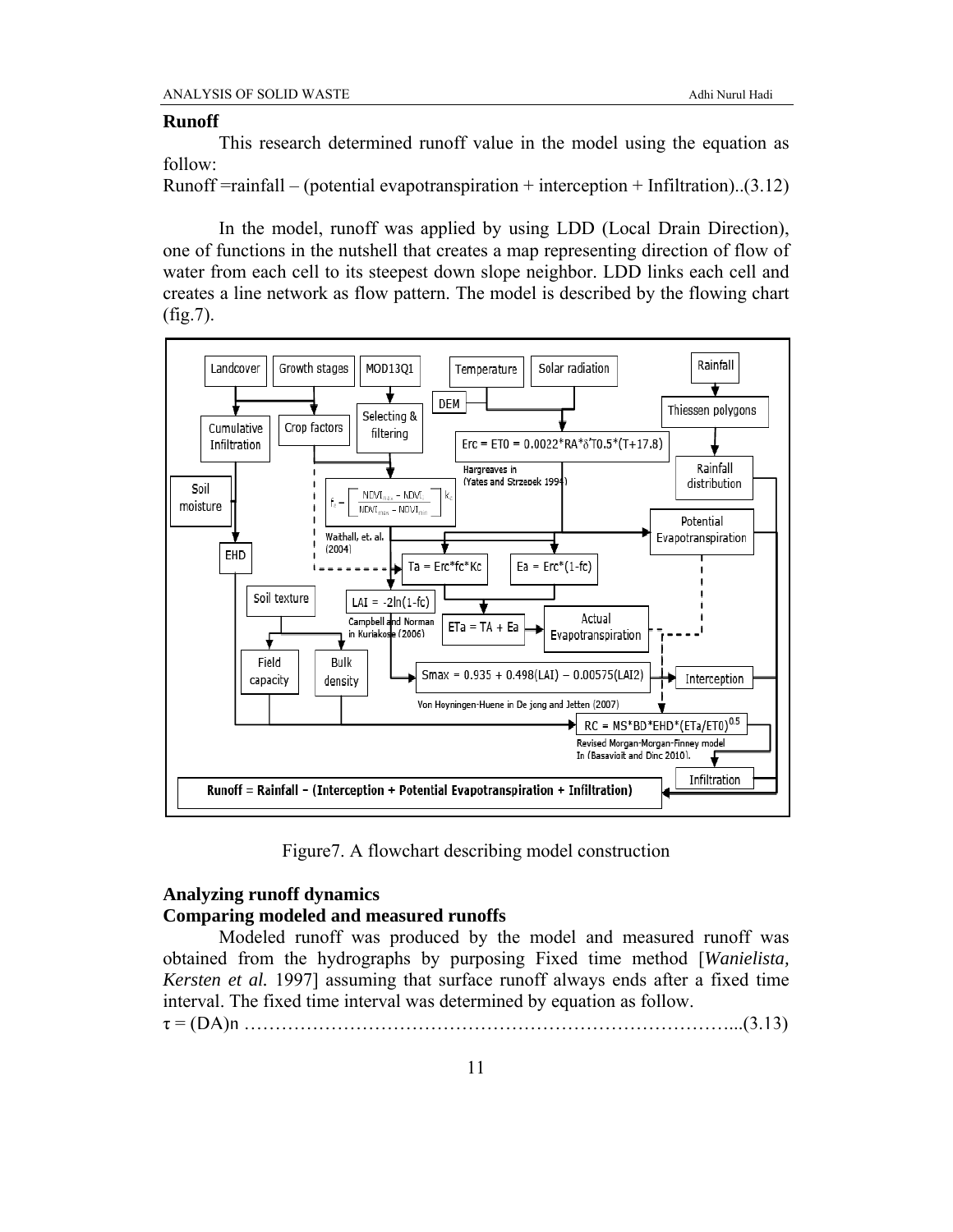## Runoff

This research determined runoff value in the model using the equation as follow:

Runoff =rainfall – (potential evapotranspiration + interception + Infiltration)..(3.12)

In the model, runoff was applied by using LDD (Local Drain Direction), one of functions in the nutshell that creates a map representing direction of flow of water from each cell to its steepest down slope neighbor. LDD links each cell and creates a line network as flow pattern. The model is described by the flowing chart (fig.7).

Figure7. A flowchart describing model construction

## Analyzing runoff dynamics

### Comparing modeled and measured runoffs

Modeled runoff was produced by the model and measured runoff was obtained from the hydrographs by purposing Fixed time method [*Wanielista, Kersten et al.* 1997] assuming that surface runoff always ends after a fixed time interval. The fixed time interval was determined by equation as follow.

$\tau = (DA)n$ …………………………………………………………………...(3.13)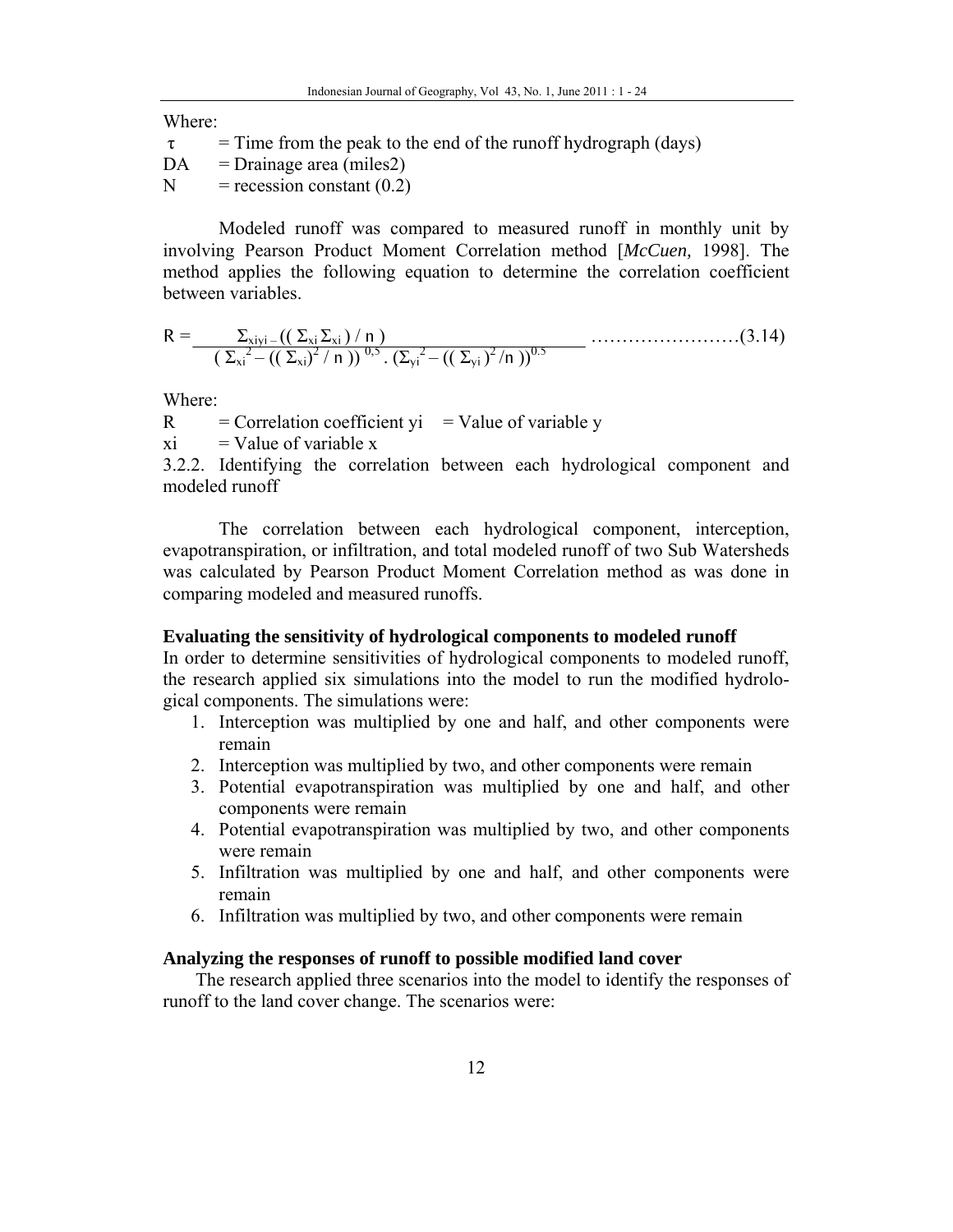Where:

$\tau$ = Time from the peak to the end of the runoff hydrograph (days)

DA = Drainage area (miles2)

N = recession constant (0.2)

Modeled runoff was compared to measured runoff in monthly unit by involving Pearson Product Moment Correlation method [*McCuen,* 1998]. The method applies the following equation to determine the correlation coefficient between variables.

$$R = \frac{\Sigma_{xiyi} - ((\Sigma_{xi} \Sigma_{xi}) / n)}{(\Sigma_{xi}^2 - ((\Sigma_{xi})^2 / n))^{0,5} . (\Sigma_{yi}^2 - ((\Sigma_{yi})^2 / n))^{0.5}} \quad \ldots\ldots\ldots\ldots\ldots\ldots\ldots(3.14)$$

Where:

R = Correlation coefficient yi = Value of variable y

xi = Value of variable x

3.2.2. Identifying the correlation between each hydrological component and modeled runoff

The correlation between each hydrological component, interception, evapotranspiration, or infiltration, and total modeled runoff of two Sub Watersheds was calculated by Pearson Product Moment Correlation method as was done in comparing modeled and measured runoffs.

**Evaluating the sensitivity of hydrological components to modeled runoff**

In order to determine sensitivities of hydrological components to modeled runoff, the research applied six simulations into the model to run the modified hydrological components. The simulations were:

1. Interception was multiplied by one and half, and other components were remain
2. Interception was multiplied by two, and other components were remain
3. Potential evapotranspiration was multiplied by one and half, and other components were remain
4. Potential evapotranspiration was multiplied by two, and other components were remain
5. Infiltration was multiplied by one and half, and other components were remain
6. Infiltration was multiplied by two, and other components were remain

**Analyzing the responses of runoff to possible modified land cover**

The research applied three scenarios into the model to identify the responses of runoff to the land cover change. The scenarios were: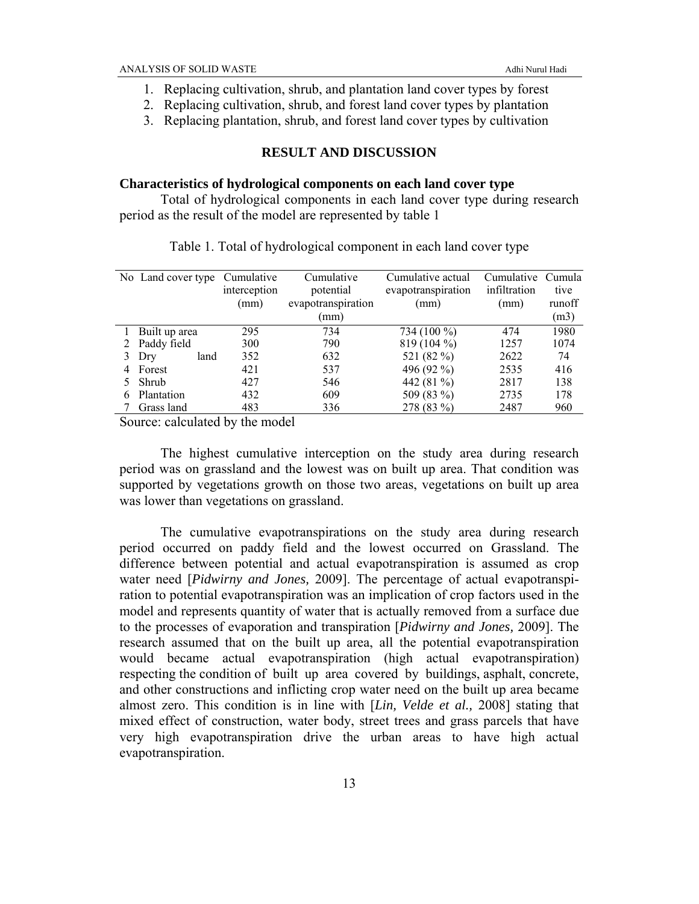1. Replacing cultivation, shrub, and plantation land cover types by forest
2. Replacing cultivation, shrub, and forest land cover types by plantation
3. Replacing plantation, shrub, and forest land cover types by cultivation

## RESULT AND DISCUSSION

### Characteristics of hydrological components on each land cover type

Total of hydrological components in each land cover type during research period as the result of the model are represented by table 1

Table 1. Total of hydrological component in each land cover type

| No | Land cover type | Cumulative interception (mm) | Cumulative potential evapotranspiration (mm) | Cumulative actual evapotranspiration (mm) | Cumulative infiltration (mm) | Cumulative runoff (m3) |
|---|---|---|---|---|---|---|
| 1 | Built up area | 295 | 734 | 734 (100 %) | 474 | 1980 |
| 2 | Paddy field | 300 | 790 | 819 (104 %) | 1257 | 1074 |
| 3 | Dry land | 352 | 632 | 521 (82 %) | 2622 | 74 |
| 4 | Forest | 421 | 537 | 496 (92 %) | 2535 | 416 |
| 5 | Shrub | 427 | 546 | 442 (81 %) | 2817 | 138 |
| 6 | Plantation | 432 | 609 | 509 (83 %) | 2735 | 178 |
| 7 | Grass land | 483 | 336 | 278 (83 %) | 2487 | 960 |

Source: calculated by the model

The highest cumulative interception on the study area during research period was on grassland and the lowest was on built up area. That condition was supported by vegetations growth on those two areas, vegetations on built up area was lower than vegetations on grassland.

The cumulative evapotranspirations on the study area during research period occurred on paddy field and the lowest occurred on Grassland. The difference between potential and actual evapotranspiration is assumed as crop water need [*Pidwirny and Jones,* 2009]. The percentage of actual evapotranspiration to potential evapotranspiration was an implication of crop factors used in the model and represents quantity of water that is actually removed from a surface due to the processes of evaporation and transpiration [*Pidwirny and Jones,* 2009]. The research assumed that on the built up area, all the potential evapotranspiration would became actual evapotranspiration (high actual evapotranspiration) respecting the condition of built up area covered by buildings, asphalt, concrete, and other constructions and inflicting crop water need on the built up area became almost zero. This condition is in line with [*Lin, Velde et al.,* 2008] stating that mixed effect of construction, water body, street trees and grass parcels that have very high evapotranspiration drive the urban areas to have high actual evapotranspiration.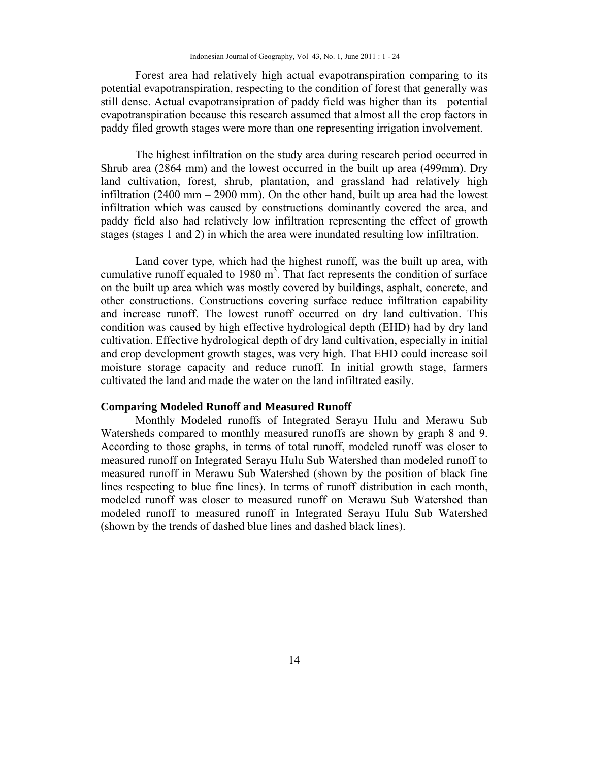Forest area had relatively high actual evapotranspiration comparing to its potential evapotranspiration, respecting to the condition of forest that generally was still dense. Actual evapotransipration of paddy field was higher than its potential evapotranspiration because this research assumed that almost all the crop factors in paddy filed growth stages were more than one representing irrigation involvement.

The highest infiltration on the study area during research period occurred in Shrub area (2864 mm) and the lowest occurred in the built up area (499mm). Dry land cultivation, forest, shrub, plantation, and grassland had relatively high infiltration (2400 mm – 2900 mm). On the other hand, built up area had the lowest infiltration which was caused by constructions dominantly covered the area, and paddy field also had relatively low infiltration representing the effect of growth stages (stages 1 and 2) in which the area were inundated resulting low infiltration.

Land cover type, which had the highest runoff, was the built up area, with cumulative runoff equaled to 1980 $m^3$. That fact represents the condition of surface on the built up area which was mostly covered by buildings, asphalt, concrete, and other constructions. Constructions covering surface reduce infiltration capability and increase runoff. The lowest runoff occurred on dry land cultivation. This condition was caused by high effective hydrological depth (EHD) had by dry land cultivation. Effective hydrological depth of dry land cultivation, especially in initial and crop development growth stages, was very high. That EHD could increase soil moisture storage capacity and reduce runoff. In initial growth stage, farmers cultivated the land and made the water on the land infiltrated easily.

### Comparing Modeled Runoff and Measured Runoff

Monthly Modeled runoffs of Integrated Serayu Hulu and Merawu Sub Watersheds compared to monthly measured runoffs are shown by graph 8 and 9. According to those graphs, in terms of total runoff, modeled runoff was closer to measured runoff on Integrated Serayu Hulu Sub Watershed than modeled runoff to measured runoff in Merawu Sub Watershed (shown by the position of black fine lines respecting to blue fine lines). In terms of runoff distribution in each month, modeled runoff was closer to measured runoff on Merawu Sub Watershed than modeled runoff to measured runoff in Integrated Serayu Hulu Sub Watershed (shown by the trends of dashed blue lines and dashed black lines).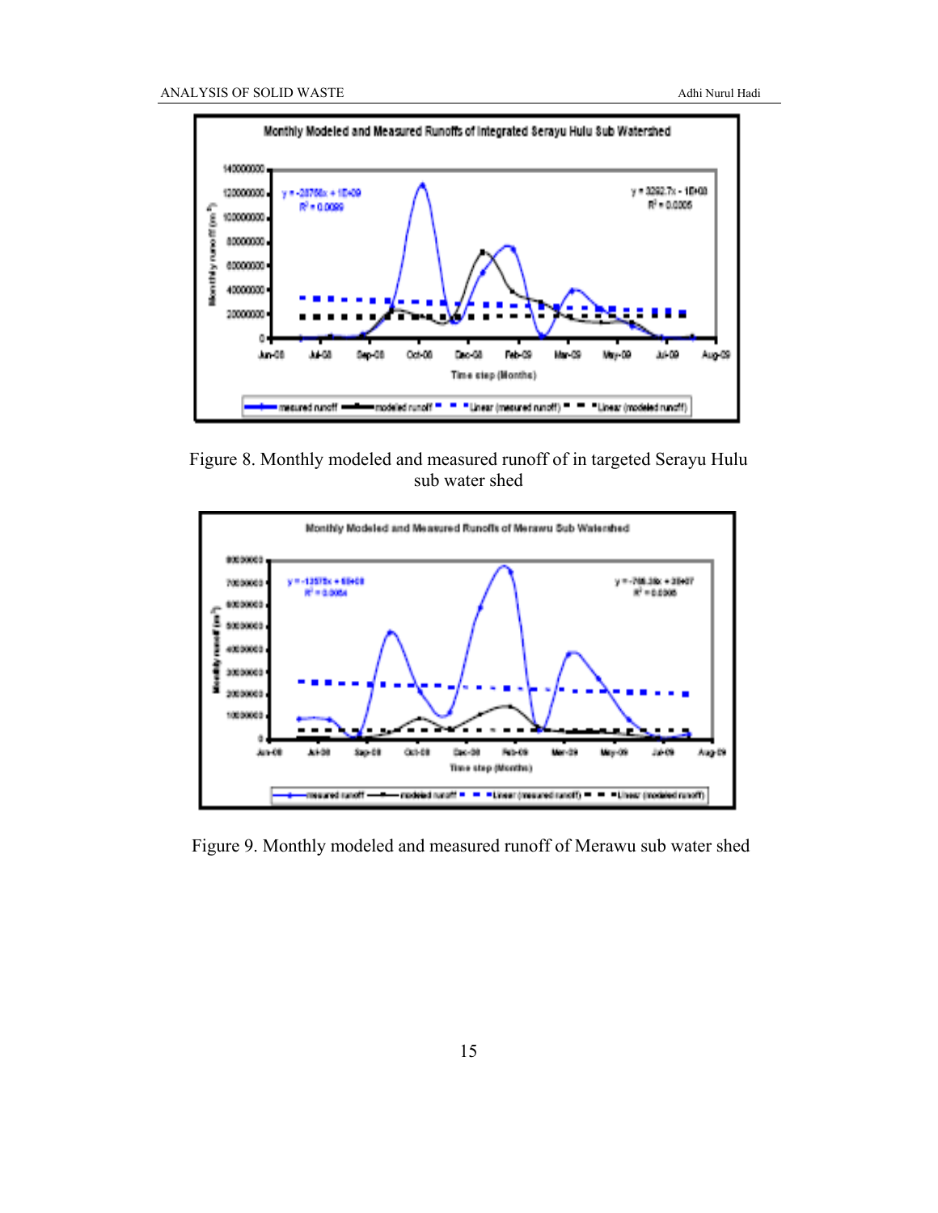Figure 8. Monthly modeled and measured runoff of in targeted Serayu Hulu sub water shed

Figure 9. Monthly modeled and measured runoff of Merawu sub water shed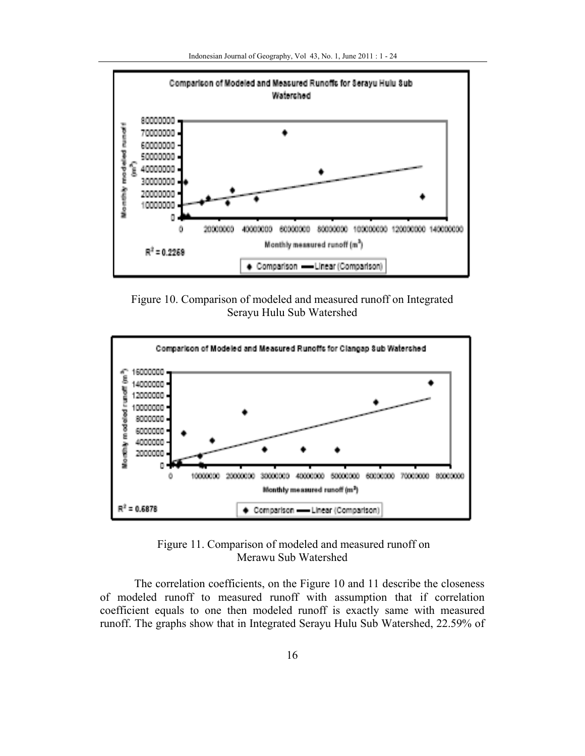Figure 10. Comparison of modeled and measured runoff on Integrated Serayu Hulu Sub Watershed

Figure 11. Comparison of modeled and measured runoff on Merawu Sub Watershed

The correlation coefficients, on the Figure 10 and 11 describe the closeness of modeled runoff to measured runoff with assumption that if correlation coefficient equals to one then modeled runoff is exactly same with measured runoff. The graphs show that in Integrated Serayu Hulu Sub Watershed, 22.59% of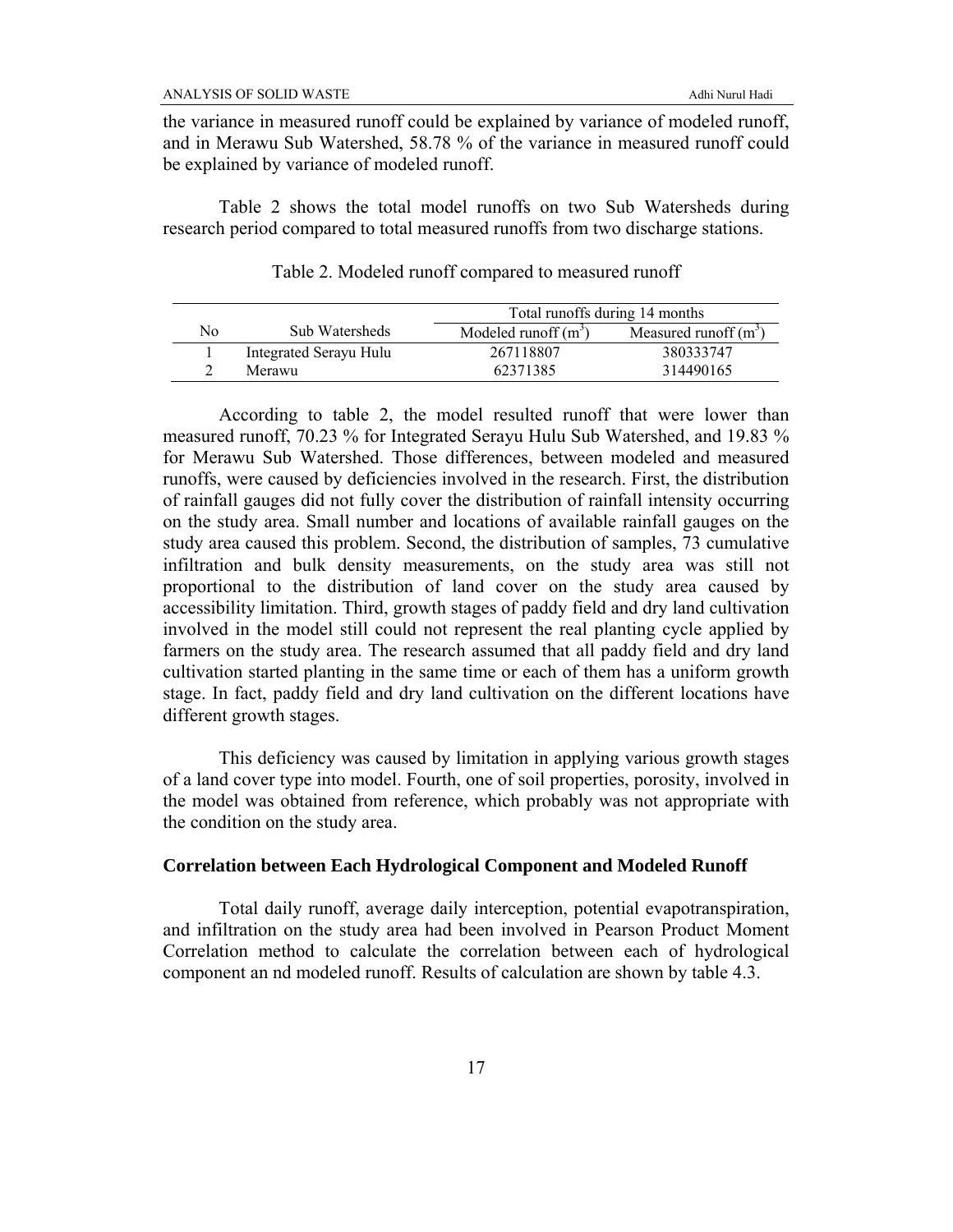the variance in measured runoff could be explained by variance of modeled runoff, and in Merawu Sub Watershed, 58.78 % of the variance in measured runoff could be explained by variance of modeled runoff.

Table 2 shows the total model runoffs on two Sub Watersheds during research period compared to total measured runoffs from two discharge stations.

Table 2. Modeled runoff compared to measured runoff

| No | Sub Watersheds | Total runoffs during 14 months | |
|---|---|---|---|
| | | Modeled runoff ($m^3$) | Measured runoff ($m^3$) |
| 1 | Integrated Serayu Hulu | 267118807 | 380333747 |
| 2 | Merawu | 62371385 | 314490165 |

According to table 2, the model resulted runoff that were lower than measured runoff, 70.23 % for Integrated Serayu Hulu Sub Watershed, and 19.83 % for Merawu Sub Watershed. Those differences, between modeled and measured runoffs, were caused by deficiencies involved in the research. First, the distribution of rainfall gauges did not fully cover the distribution of rainfall intensity occurring on the study area. Small number and locations of available rainfall gauges on the study area caused this problem. Second, the distribution of samples, 73 cumulative infiltration and bulk density measurements, on the study area was still not proportional to the distribution of land cover on the study area caused by accessibility limitation. Third, growth stages of paddy field and dry land cultivation involved in the model still could not represent the real planting cycle applied by farmers on the study area. The research assumed that all paddy field and dry land cultivation started planting in the same time or each of them has a uniform growth stage. In fact, paddy field and dry land cultivation on the different locations have different growth stages.

This deficiency was caused by limitation in applying various growth stages of a land cover type into model. Fourth, one of soil properties, porosity, involved in the model was obtained from reference, which probably was not appropriate with the condition on the study area.

### Correlation between Each Hydrological Component and Modeled Runoff

Total daily runoff, average daily interception, potential evapotranspiration, and infiltration on the study area had been involved in Pearson Product Moment Correlation method to calculate the correlation between each of hydrological component an nd modeled runoff. Results of calculation are shown by table 4.3.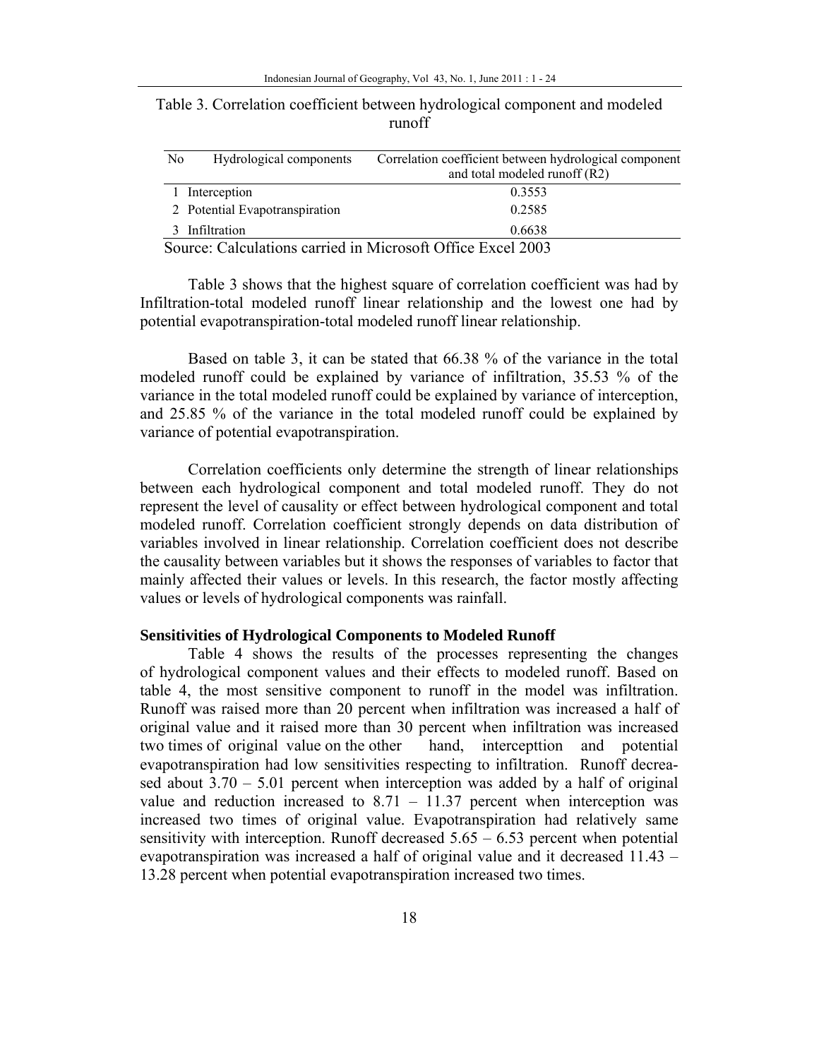Table 3. Correlation coefficient between hydrological component and modeled runoff

| No | Hydrological components | Correlation coefficient between hydrological component and total modeled runoff (R2) |
|---|---|---|
| 1 | Interception | 0.3553 |
| 2 | Potential Evapotranspiration | 0.2585 |
| 3 | Infiltration | 0.6638 |

Source: Calculations carried in Microsoft Office Excel 2003

Table 3 shows that the highest square of correlation coefficient was had by Infiltration-total modeled runoff linear relationship and the lowest one had by potential evapotranspiration-total modeled runoff linear relationship.

Based on table 3, it can be stated that 66.38 % of the variance in the total modeled runoff could be explained by variance of infiltration, 35.53 % of the variance in the total modeled runoff could be explained by variance of interception, and 25.85 % of the variance in the total modeled runoff could be explained by variance of potential evapotranspiration.

Correlation coefficients only determine the strength of linear relationships between each hydrological component and total modeled runoff. They do not represent the level of causality or effect between hydrological component and total modeled runoff. Correlation coefficient strongly depends on data distribution of variables involved in linear relationship. Correlation coefficient does not describe the causality between variables but it shows the responses of variables to factor that mainly affected their values or levels. In this research, the factor mostly affecting values or levels of hydrological components was rainfall.

**Sensitivities of Hydrological Components to Modeled Runoff**

Table 4 shows the results of the processes representing the changes of hydrological component values and their effects to modeled runoff. Based on table 4, the most sensitive component to runoff in the model was infiltration. Runoff was raised more than 20 percent when infiltration was increased a half of original value and it raised more than 30 percent when infiltration was increased two times of original value on the other hand, intercepttion and potential evapotranspiration had low sensitivities respecting to infiltration. Runoff decreased about 3.70 – 5.01 percent when interception was added by a half of original value and reduction increased to 8.71 – 11.37 percent when interception was increased two times of original value. Evapotranspiration had relatively same sensitivity with interception. Runoff decreased 5.65 – 6.53 percent when potential evapotranspiration was increased a half of original value and it decreased 11.43 – 13.28 percent when potential evapotranspiration increased two times.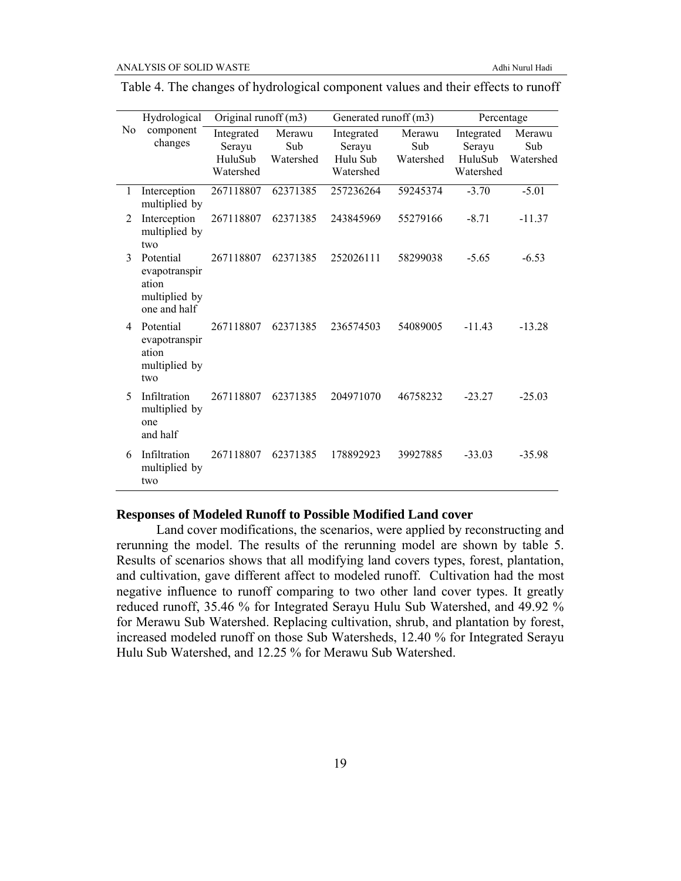Table 4. The changes of hydrological component values and their effects to runoff

| No | Hydrological component changes | Original runoff (m3) | | Generated runoff (m3) | | Percentage | |
|---|---|---|---|---|---|---|---|
| | | Integrated Serayu HuluSub Watershed | Merawu Sub Watershed | Integrated Serayu Hulu Sub Watershed | Merawu Sub Watershed | Integrated Serayu HuluSub Watershed | Merawu Sub Watershed |
| 1 | Interception multiplied by | 267118807 | 62371385 | 257236264 | 59245374 | -3.70 | -5.01 |
| 2 | Interception multiplied by two | 267118807 | 62371385 | 243845969 | 55279166 | -8.71 | -11.37 |
| 3 | Potential evapotranspiration multiplied by one and half | 267118807 | 62371385 | 252026111 | 58299038 | -5.65 | -6.53 |
| 4 | Potential evapotranspiration multiplied by two | 267118807 | 62371385 | 236574503 | 54089005 | -11.43 | -13.28 |
| 5 | Infiltration multiplied by one and half | 267118807 | 62371385 | 204971070 | 46758232 | -23.27 | -25.03 |
| 6 | Infiltration multiplied by two | 267118807 | 62371385 | 178892923 | 39927885 | -33.03 | -35.98 |

**Responses of Modeled Runoff to Possible Modified Land cover**

Land cover modifications, the scenarios, were applied by reconstructing and rerunning the model. The results of the rerunning model are shown by table 5. Results of scenarios shows that all modifying land covers types, forest, plantation, and cultivation, gave different affect to modeled runoff. Cultivation had the most negative influence to runoff comparing to two other land cover types. It greatly reduced runoff, 35.46 % for Integrated Serayu Hulu Sub Watershed, and 49.92 % for Merawu Sub Watershed. Replacing cultivation, shrub, and plantation by forest, increased modeled runoff on those Sub Watersheds, 12.40 % for Integrated Serayu Hulu Sub Watershed, and 12.25 % for Merawu Sub Watershed.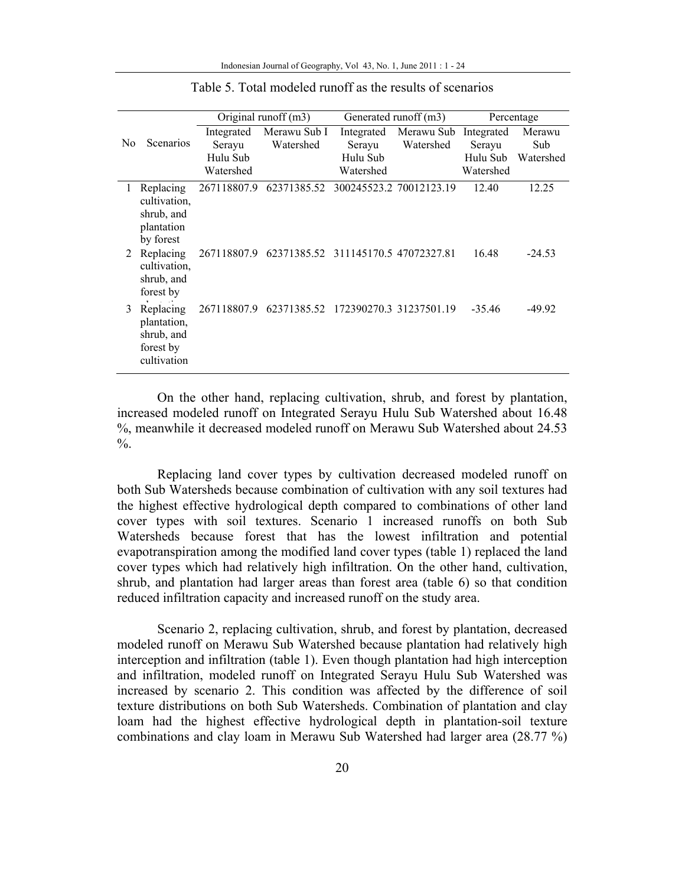Table 5. Total modeled runoff as the results of scenarios

| No | Scenarios | Original runoff (m3) | | Generated runoff (m3) | | Percentage | |
|---|---|---|---|---|---|---|---|
| | | Integrated Serayu Hulu Sub Watershed | Merawu Sub I Watershed | Integrated Serayu Hulu Sub Watershed | Merawu Sub Watershed | Integrated Serayu Hulu Sub Watershed | Merawu Sub Watershed |
| 1 | Replacing cultivation, shrub, and plantation by forest | 267118807.9 | 62371385.52 | 300245523.2 | 70012123.19 | 12.40 | 12.25 |
| 2 | Replacing cultivation, shrub, and forest by plantation | 267118807.9 | 62371385.52 | 311145170.5 | 47072327.81 | 16.48 | -24.53 |
| 3 | Replacing plantation, shrub, and forest by cultivation | 267118807.9 | 62371385.52 | 172390270.3 | 31237501.19 | -35.46 | -49.92 |

On the other hand, replacing cultivation, shrub, and forest by plantation, increased modeled runoff on Integrated Serayu Hulu Sub Watershed about 16.48 %, meanwhile it decreased modeled runoff on Merawu Sub Watershed about 24.53 %.

Replacing land cover types by cultivation decreased modeled runoff on both Sub Watersheds because combination of cultivation with any soil textures had the highest effective hydrological depth compared to combinations of other land cover types with soil textures. Scenario 1 increased runoffs on both Sub Watersheds because forest that has the lowest infiltration and potential evapotranspiration among the modified land cover types (table 1) replaced the land cover types which had relatively high infiltration. On the other hand, cultivation, shrub, and plantation had larger areas than forest area (table 6) so that condition reduced infiltration capacity and increased runoff on the study area.

Scenario 2, replacing cultivation, shrub, and forest by plantation, decreased modeled runoff on Merawu Sub Watershed because plantation had relatively high interception and infiltration (table 1). Even though plantation had high interception and infiltration, modeled runoff on Integrated Serayu Hulu Sub Watershed was increased by scenario 2. This condition was affected by the difference of soil texture distributions on both Sub Watersheds. Combination of plantation and clay loam had the highest effective hydrological depth in plantation-soil texture combinations and clay loam in Merawu Sub Watershed had larger area (28.77 %)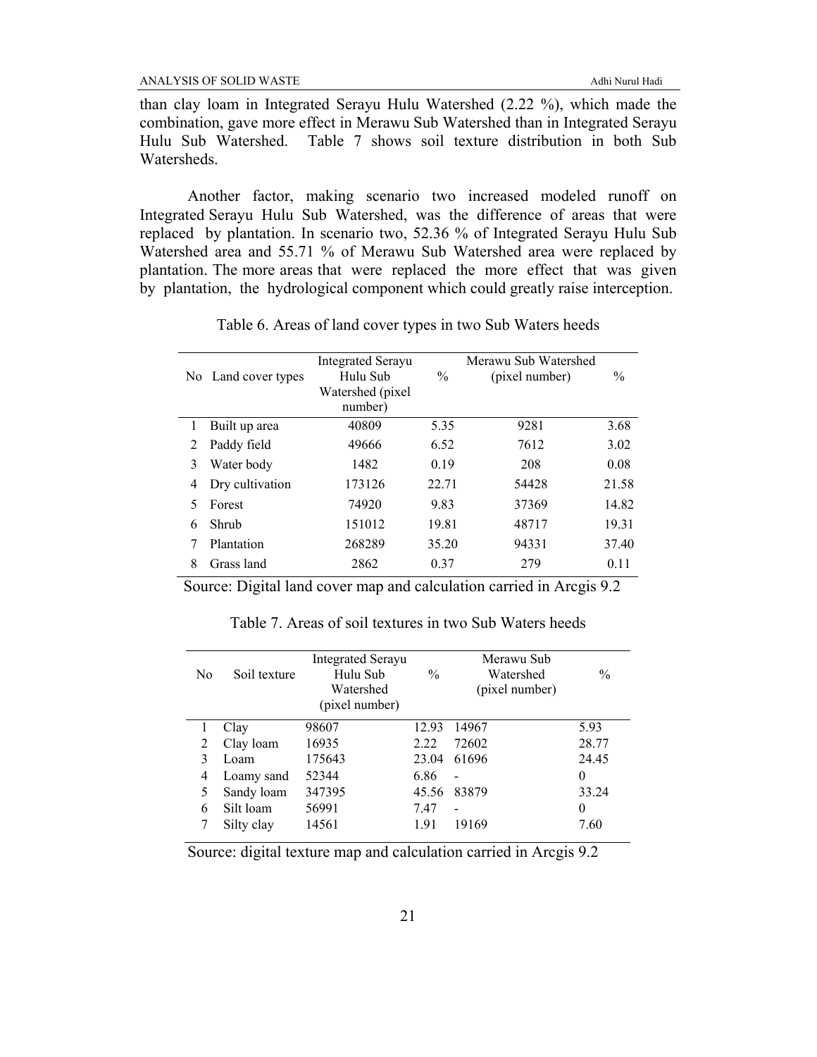than clay loam in Integrated Serayu Hulu Watershed (2.22 %), which made the combination, gave more effect in Merawu Sub Watershed than in Integrated Serayu Hulu Sub Watershed. Table 7 shows soil texture distribution in both Sub Watersheds.

Another factor, making scenario two increased modeled runoff on Integrated Serayu Hulu Sub Watershed, was the difference of areas that were replaced by plantation. In scenario two, 52.36 % of Integrated Serayu Hulu Sub Watershed area and 55.71 % of Merawu Sub Watershed area were replaced by plantation. The more areas that were replaced the more effect that was given by plantation, the hydrological component which could greatly raise interception.

Table 6. Areas of land cover types in two Sub Waters heeds

| No | Land cover types | Integrated Serayu Hulu Sub Watershed (pixel number) | % | Merawu Sub Watershed (pixel number) | % |
|---|---|---|---|---|---|
| 1 | Built up area | 40809 | 5.35 | 9281 | 3.68 |
| 2 | Paddy field | 49666 | 6.52 | 7612 | 3.02 |
| 3 | Water body | 1482 | 0.19 | 208 | 0.08 |
| 4 | Dry cultivation | 173126 | 22.71 | 54428 | 21.58 |
| 5 | Forest | 74920 | 9.83 | 37369 | 14.82 |
| 6 | Shrub | 151012 | 19.81 | 48717 | 19.31 |
| 7 | Plantation | 268289 | 35.20 | 94331 | 37.40 |
| 8 | Grass land | 2862 | 0.37 | 279 | 0.11 |

Source: Digital land cover map and calculation carried in Arcgis 9.2

Table 7. Areas of soil textures in two Sub Waters heeds

| No | Soil texture | Integrated Serayu Hulu Sub Watershed (pixel number) | % | Merawu Sub Watershed (pixel number) | % |
|---|---|---|---|---|---|
| 1 | Clay | 98607 | 12.93 | 14967 | 5.93 |
| 2 | Clay loam | 16935 | 2.22 | 72602 | 28.77 |
| 3 | Loam | 175643 | 23.04 | 61696 | 24.45 |
| 4 | Loamy sand | 52344 | 6.86 | - | 0 |
| 5 | Sandy loam | 347395 | 45.56 | 83879 | 33.24 |
| 6 | Silt loam | 56991 | 7.47 | - | 0 |
| 7 | Silty clay | 14561 | 1.91 | 19169 | 7.60 |

Source: digital texture map and calculation carried in Arcgis 9.2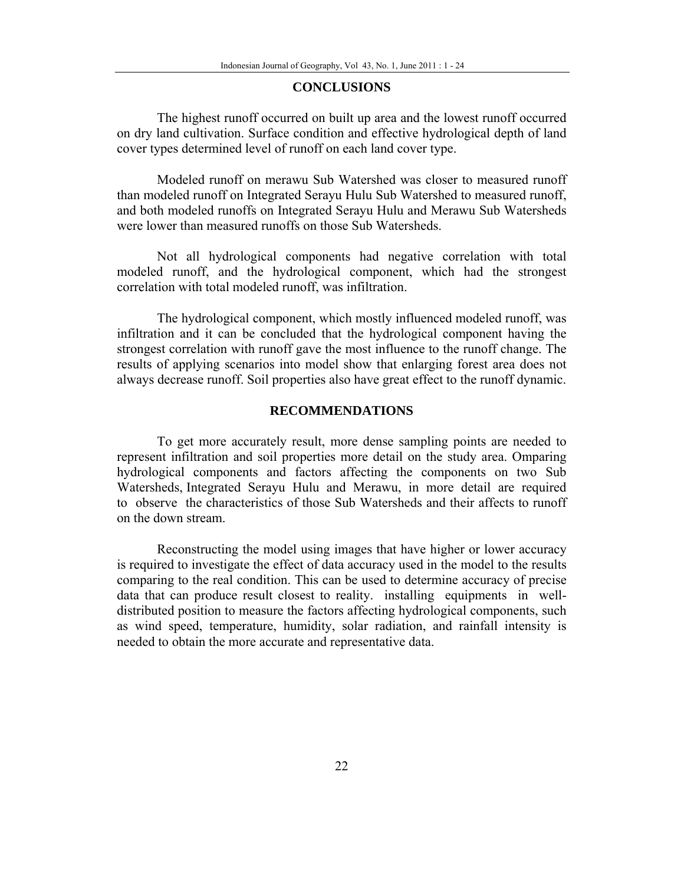## CONCLUSIONS

The highest runoff occurred on built up area and the lowest runoff occurred on dry land cultivation. Surface condition and effective hydrological depth of land cover types determined level of runoff on each land cover type.

Modeled runoff on merawu Sub Watershed was closer to measured runoff than modeled runoff on Integrated Serayu Hulu Sub Watershed to measured runoff, and both modeled runoffs on Integrated Serayu Hulu and Merawu Sub Watersheds were lower than measured runoffs on those Sub Watersheds.

Not all hydrological components had negative correlation with total modeled runoff, and the hydrological component, which had the strongest correlation with total modeled runoff, was infiltration.

The hydrological component, which mostly influenced modeled runoff, was infiltration and it can be concluded that the hydrological component having the strongest correlation with runoff gave the most influence to the runoff change. The results of applying scenarios into model show that enlarging forest area does not always decrease runoff. Soil properties also have great effect to the runoff dynamic.

## RECOMMENDATIONS

To get more accurately result, more dense sampling points are needed to represent infiltration and soil properties more detail on the study area. Omparing hydrological components and factors affecting the components on two Sub Watersheds, Integrated Serayu Hulu and Merawu, in more detail are required to observe the characteristics of those Sub Watersheds and their affects to runoff on the down stream.

Reconstructing the model using images that have higher or lower accuracy is required to investigate the effect of data accuracy used in the model to the results comparing to the real condition. This can be used to determine accuracy of precise data that can produce result closest to reality. installing equipments in well-distributed position to measure the factors affecting hydrological components, such as wind speed, temperature, humidity, solar radiation, and rainfall intensity is needed to obtain the more accurate and representative data.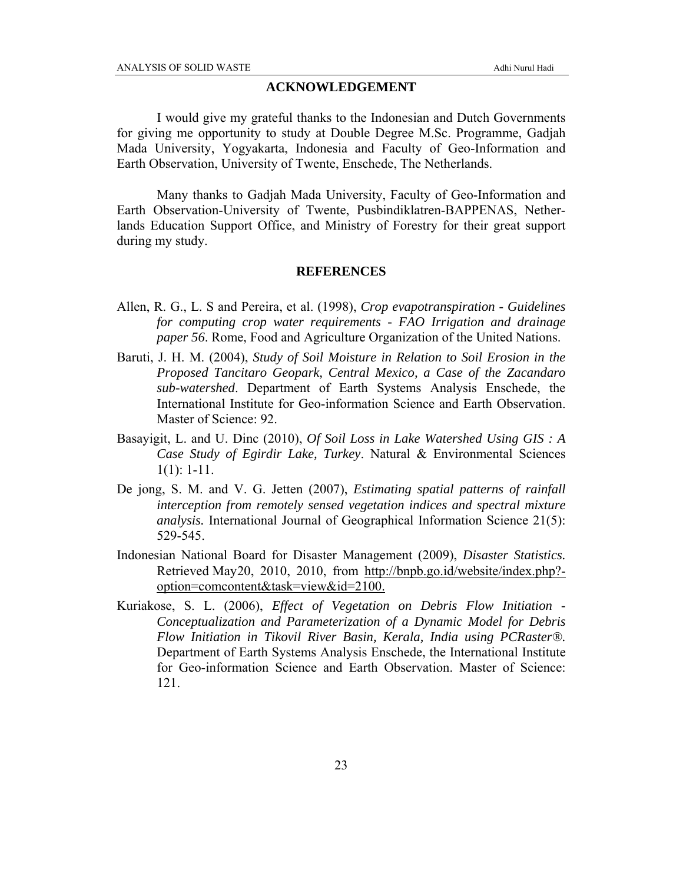## ACKNOWLEDGEMENT

I would give my grateful thanks to the Indonesian and Dutch Governments for giving me opportunity to study at Double Degree M.Sc. Programme, Gadjah Mada University, Yogyakarta, Indonesia and Faculty of Geo-Information and Earth Observation, University of Twente, Enschede, The Netherlands.

Many thanks to Gadjah Mada University, Faculty of Geo-Information and Earth Observation-University of Twente, Pusbindiklatren-BAPPENAS, Netherlands Education Support Office, and Ministry of Forestry for their great support during my study.

## REFERENCES

Allen, R. G., L. S and Pereira, et al. (1998), *Crop evapotranspiration - Guidelines for computing crop water requirements - FAO Irrigation and drainage paper 56*. Rome, Food and Agriculture Organization of the United Nations.

Baruti, J. H. M. (2004), *Study of Soil Moisture in Relation to Soil Erosion in the Proposed Tancitaro Geopark, Central Mexico, a Case of the Zacandaro sub-watershed*. Department of Earth Systems Analysis Enschede, the International Institute for Geo-information Science and Earth Observation. Master of Science: 92.

Basayigit, L. and U. Dinc (2010), *Of Soil Loss in Lake Watershed Using GIS : A Case Study of Egirdir Lake, Turkey*. Natural & Environmental Sciences 1(1): 1-11.

De jong, S. M. and V. G. Jetten (2007), *Estimating spatial patterns of rainfall interception from remotely sensed vegetation indices and spectral mixture analysis.* International Journal of Geographical Information Science 21(5): 529-545.

Indonesian National Board for Disaster Management (2009), *Disaster Statistics.* Retrieved May20, 2010, 2010, from http://bnpb.go.id/website/index.php?-option=comcontent&task=view&id=2100.

Kuriakose, S. L. (2006), *Effect of Vegetation on Debris Flow Initiation - Conceptualization and Parameterization of a Dynamic Model for Debris Flow Initiation in Tikovil River Basin, Kerala, India using PCRaster®.* Department of Earth Systems Analysis Enschede, the International Institute for Geo-information Science and Earth Observation. Master of Science: 121.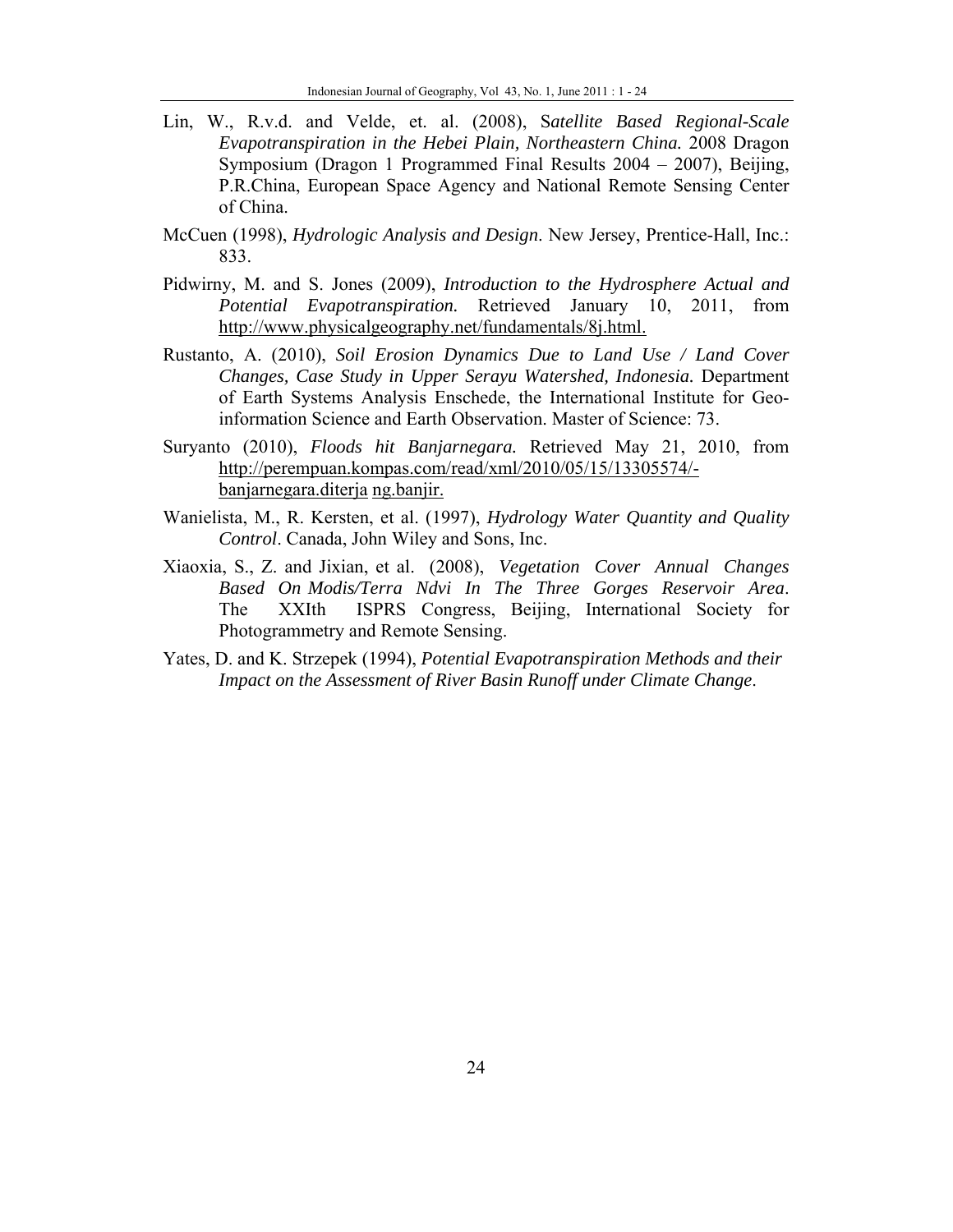Lin, W., R.v.d. and Velde, et. al. (2008), S*atellite Based Regional-Scale Evapotranspiration in the Hebei Plain, Northeastern China.* 2008 Dragon Symposium (Dragon 1 Programmed Final Results 2004 – 2007), Beijing, P.R.China, European Space Agency and National Remote Sensing Center of China.

McCuen (1998), *Hydrologic Analysis and Design*. New Jersey, Prentice-Hall, Inc.: 833.

Pidwirny, M. and S. Jones (2009), *Introduction to the Hydrosphere Actual and Potential Evapotranspiration.* Retrieved January 10, 2011, from http://www.physicalgeography.net/fundamentals/8j.html.

Rustanto, A. (2010), *Soil Erosion Dynamics Due to Land Use / Land Cover Changes, Case Study in Upper Serayu Watershed, Indonesia.* Department of Earth Systems Analysis Enschede, the International Institute for Geo-information Science and Earth Observation. Master of Science: 73.

Suryanto (2010), *Floods hit Banjarnegara.* Retrieved May 21, 2010, from http://perempuan.kompas.com/read/xml/2010/05/15/13305574/-banjarnegara.diterja ng.banjir.

Wanielista, M., R. Kersten, et al. (1997), *Hydrology Water Quantity and Quality Control*. Canada, John Wiley and Sons, Inc.

Xiaoxia, S., Z. and Jixian, et al. (2008), *Vegetation Cover Annual Changes Based On Modis/Terra Ndvi In The Three Gorges Reservoir Area*. The XXIth ISPRS Congress, Beijing, International Society for Photogrammetry and Remote Sensing.

Yates, D. and K. Strzepek (1994), *Potential Evapotranspiration Methods and their Impact on the Assessment of River Basin Runoff under Climate Change*.